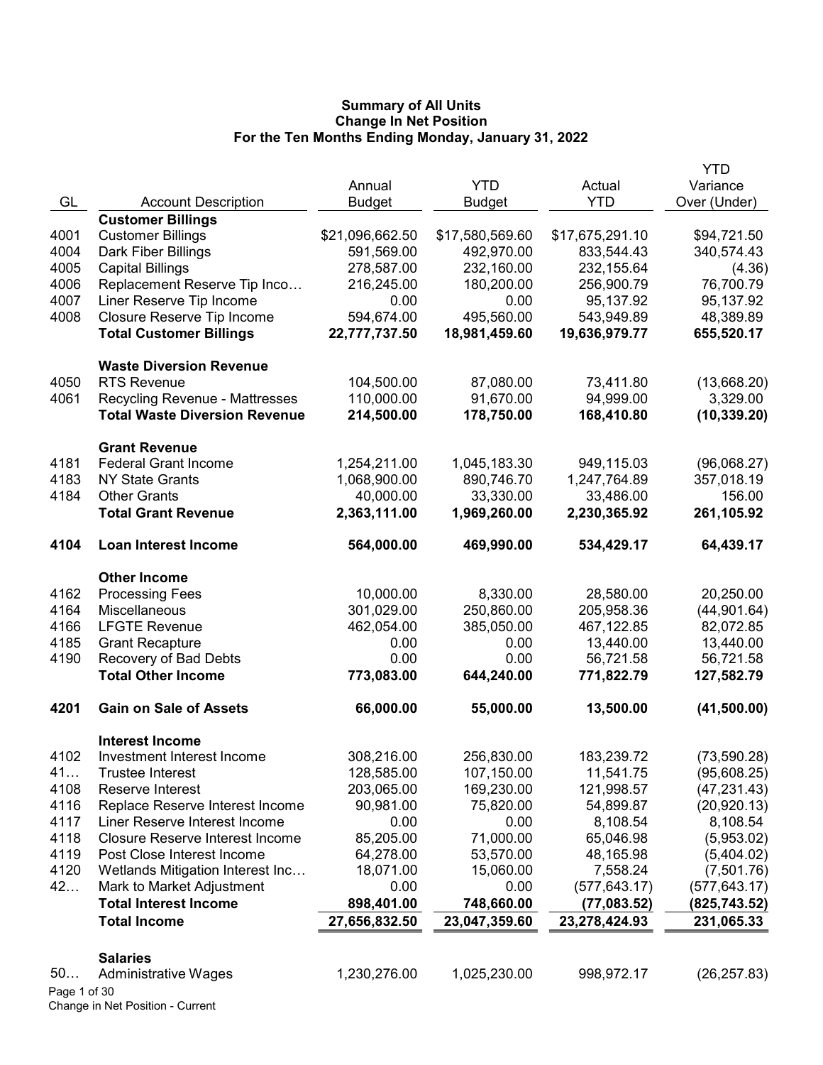# Summary of All Units
## Change In Net Position
### For the Ten Months Ending Monday, January 31, 2022

| GL | Account Description | Annual Budget | YTD Budget | Actual YTD | YTD Variance Over (Under) |
|---|---|---|---|---|---|
| | **Customer Billings** | | | | |
| 4001 | Customer Billings | $21,096,662.50 | $17,580,569.60 | $17,675,291.10 | $94,721.50 |
| 4004 | Dark Fiber Billings | 591,569.00 | 492,970.00 | 833,544.43 | 340,574.43 |
| 4005 | Capital Billings | 278,587.00 | 232,160.00 | 232,155.64 | (4.36) |
| 4006 | Replacement Reserve Tip Inco… | 216,245.00 | 180,200.00 | 256,900.79 | 76,700.79 |
| 4007 | Liner Reserve Tip Income | 0.00 | 0.00 | 95,137.92 | 95,137.92 |
| 4008 | Closure Reserve Tip Income | 594,674.00 | 495,560.00 | 543,949.89 | 48,389.89 |
| | **Total Customer Billings** | **22,777,737.50** | **18,981,459.60** | **19,636,979.77** | **655,520.17** |
| | **Waste Diversion Revenue** | | | | |
| 4050 | RTS Revenue | 104,500.00 | 87,080.00 | 73,411.80 | (13,668.20) |
| 4061 | Recycling Revenue - Mattresses | 110,000.00 | 91,670.00 | 94,999.00 | 3,329.00 |
| | **Total Waste Diversion Revenue** | **214,500.00** | **178,750.00** | **168,410.80** | **(10,339.20)** |
| | **Grant Revenue** | | | | |
| 4181 | Federal Grant Income | 1,254,211.00 | 1,045,183.30 | 949,115.03 | (96,068.27) |
| 4183 | NY State Grants | 1,068,900.00 | 890,746.70 | 1,247,764.89 | 357,018.19 |
| 4184 | Other Grants | 40,000.00 | 33,330.00 | 33,486.00 | 156.00 |
| | **Total Grant Revenue** | **2,363,111.00** | **1,969,260.00** | **2,230,365.92** | **261,105.92** |
| **4104** | **Loan Interest Income** | **564,000.00** | **469,990.00** | **534,429.17** | **64,439.17** |
| | **Other Income** | | | | |
| 4162 | Processing Fees | 10,000.00 | 8,330.00 | 28,580.00 | 20,250.00 |
| 4164 | Miscellaneous | 301,029.00 | 250,860.00 | 205,958.36 | (44,901.64) |
| 4166 | LFGTE Revenue | 462,054.00 | 385,050.00 | 467,122.85 | 82,072.85 |
| 4185 | Grant Recapture | 0.00 | 0.00 | 13,440.00 | 13,440.00 |
| 4190 | Recovery of Bad Debts | 0.00 | 0.00 | 56,721.58 | 56,721.58 |
| | **Total Other Income** | **773,083.00** | **644,240.00** | **771,822.79** | **127,582.79** |
| **4201** | **Gain on Sale of Assets** | **66,000.00** | **55,000.00** | **13,500.00** | **(41,500.00)** |
| | **Interest Income** | | | | |
| 4102 | Investment Interest Income | 308,216.00 | 256,830.00 | 183,239.72 | (73,590.28) |
| 41… | Trustee Interest | 128,585.00 | 107,150.00 | 11,541.75 | (95,608.25) |
| 4108 | Reserve Interest | 203,065.00 | 169,230.00 | 121,998.57 | (47,231.43) |
| 4116 | Replace Reserve Interest Income | 90,981.00 | 75,820.00 | 54,899.87 | (20,920.13) |
| 4117 | Liner Reserve Interest Income | 0.00 | 0.00 | 8,108.54 | 8,108.54 |
| 4118 | Closure Reserve Interest Income | 85,205.00 | 71,000.00 | 65,046.98 | (5,953.02) |
| 4119 | Post Close Interest Income | 64,278.00 | 53,570.00 | 48,165.98 | (5,404.02) |
| 4120 | Wetlands Mitigation Interest Inc… | 18,071.00 | 15,060.00 | 7,558.24 | (7,501.76) |
| 42… | Mark to Market Adjustment | 0.00 | 0.00 | (577,643.17) | (577,643.17) |
| | **Total Interest Income** | **898,401.00** | **748,660.00** | **(77,083.52)** | **(825,743.52)** |
| | **Total Income** | **27,656,832.50** | **23,047,359.60** | **23,278,424.93** | **231,065.33** |
| | **Salaries** | | | | |
| 50… | Administrative Wages | 1,230,276.00 | 1,025,230.00 | 998,972.17 | (26,257.83) |

Change in Net Position - Current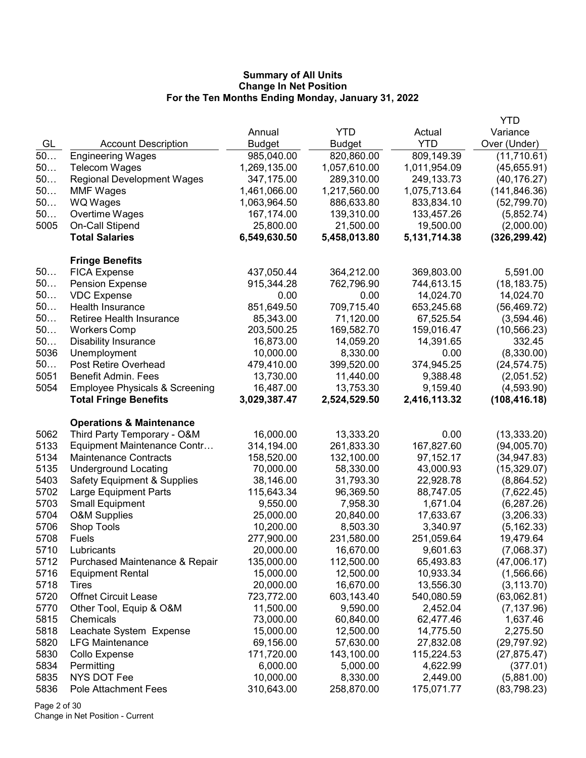# Summary of All Units
## Change In Net Position
### For the Ten Months Ending Monday, January 31, 2022

| GL | Account Description | Annual Budget | YTD Budget | Actual YTD | YTD Variance Over (Under) |
|---|---|---|---|---|---|
| 50… | Engineering Wages | 985,040.00 | 820,860.00 | 809,149.39 | (11,710.61) |
| 50… | Telecom Wages | 1,269,135.00 | 1,057,610.00 | 1,011,954.09 | (45,655.91) |
| 50… | Regional Development Wages | 347,175.00 | 289,310.00 | 249,133.73 | (40,176.27) |
| 50… | MMF Wages | 1,461,066.00 | 1,217,560.00 | 1,075,713.64 | (141,846.36) |
| 50… | WQ Wages | 1,063,964.50 | 886,633.80 | 833,834.10 | (52,799.70) |
| 50… | Overtime Wages | 167,174.00 | 139,310.00 | 133,457.26 | (5,852.74) |
| 5005 | On-Call Stipend | 25,800.00 | 21,500.00 | 19,500.00 | (2,000.00) |
| | **Total Salaries** | **6,549,630.50** | **5,458,013.80** | **5,131,714.38** | **(326,299.42)** |
| | **Fringe Benefits** | | | | |
| 50… | FICA Expense | 437,050.44 | 364,212.00 | 369,803.00 | 5,591.00 |
| 50… | Pension Expense | 915,344.28 | 762,796.90 | 744,613.15 | (18,183.75) |
| 50… | VDC Expense | 0.00 | 0.00 | 14,024.70 | 14,024.70 |
| 50… | Health Insurance | 851,649.50 | 709,715.40 | 653,245.68 | (56,469.72) |
| 50… | Retiree Health Insurance | 85,343.00 | 71,120.00 | 67,525.54 | (3,594.46) |
| 50… | Workers Comp | 203,500.25 | 169,582.70 | 159,016.47 | (10,566.23) |
| 50… | Disability Insurance | 16,873.00 | 14,059.20 | 14,391.65 | 332.45 |
| 5036 | Unemployment | 10,000.00 | 8,330.00 | 0.00 | (8,330.00) |
| 50… | Post Retire Overhead | 479,410.00 | 399,520.00 | 374,945.25 | (24,574.75) |
| 5051 | Benefit Admin. Fees | 13,730.00 | 11,440.00 | 9,388.48 | (2,051.52) |
| 5054 | Employee Physicals & Screening | 16,487.00 | 13,753.30 | 9,159.40 | (4,593.90) |
| | **Total Fringe Benefits** | **3,029,387.47** | **2,524,529.50** | **2,416,113.32** | **(108,416.18)** |
| | **Operations & Maintenance** | | | | |
| 5062 | Third Party Temporary - O&M | 16,000.00 | 13,333.20 | 0.00 | (13,333.20) |
| 5133 | Equipment Maintenance Contr… | 314,194.00 | 261,833.30 | 167,827.60 | (94,005.70) |
| 5134 | Maintenance Contracts | 158,520.00 | 132,100.00 | 97,152.17 | (34,947.83) |
| 5135 | Underground Locating | 70,000.00 | 58,330.00 | 43,000.93 | (15,329.07) |
| 5403 | Safety Equipment & Supplies | 38,146.00 | 31,793.30 | 22,928.78 | (8,864.52) |
| 5702 | Large Equipment Parts | 115,643.34 | 96,369.50 | 88,747.05 | (7,622.45) |
| 5703 | Small Equipment | 9,550.00 | 7,958.30 | 1,671.04 | (6,287.26) |
| 5704 | O&M Supplies | 25,000.00 | 20,840.00 | 17,633.67 | (3,206.33) |
| 5706 | Shop Tools | 10,200.00 | 8,503.30 | 3,340.97 | (5,162.33) |
| 5708 | Fuels | 277,900.00 | 231,580.00 | 251,059.64 | 19,479.64 |
| 5710 | Lubricants | 20,000.00 | 16,670.00 | 9,601.63 | (7,068.37) |
| 5712 | Purchased Maintenance & Repair | 135,000.00 | 112,500.00 | 65,493.83 | (47,006.17) |
| 5716 | Equipment Rental | 15,000.00 | 12,500.00 | 10,933.34 | (1,566.66) |
| 5718 | Tires | 20,000.00 | 16,670.00 | 13,556.30 | (3,113.70) |
| 5720 | Offnet Circuit Lease | 723,772.00 | 603,143.40 | 540,080.59 | (63,062.81) |
| 5770 | Other Tool, Equip & O&M | 11,500.00 | 9,590.00 | 2,452.04 | (7,137.96) |
| 5815 | Chemicals | 73,000.00 | 60,840.00 | 62,477.46 | 1,637.46 |
| 5818 | Leachate System Expense | 15,000.00 | 12,500.00 | 14,775.50 | 2,275.50 |
| 5820 | LFG Maintenance | 69,156.00 | 57,630.00 | 27,832.08 | (29,797.92) |
| 5830 | Collo Expense | 171,720.00 | 143,100.00 | 115,224.53 | (27,875.47) |
| 5834 | Permitting | 6,000.00 | 5,000.00 | 4,622.99 | (377.01) |
| 5835 | NYS DOT Fee | 10,000.00 | 8,330.00 | 2,449.00 | (5,881.00) |
| 5836 | Pole Attachment Fees | 310,643.00 | 258,870.00 | 175,071.77 | (83,798.23) |

Change in Net Position - Current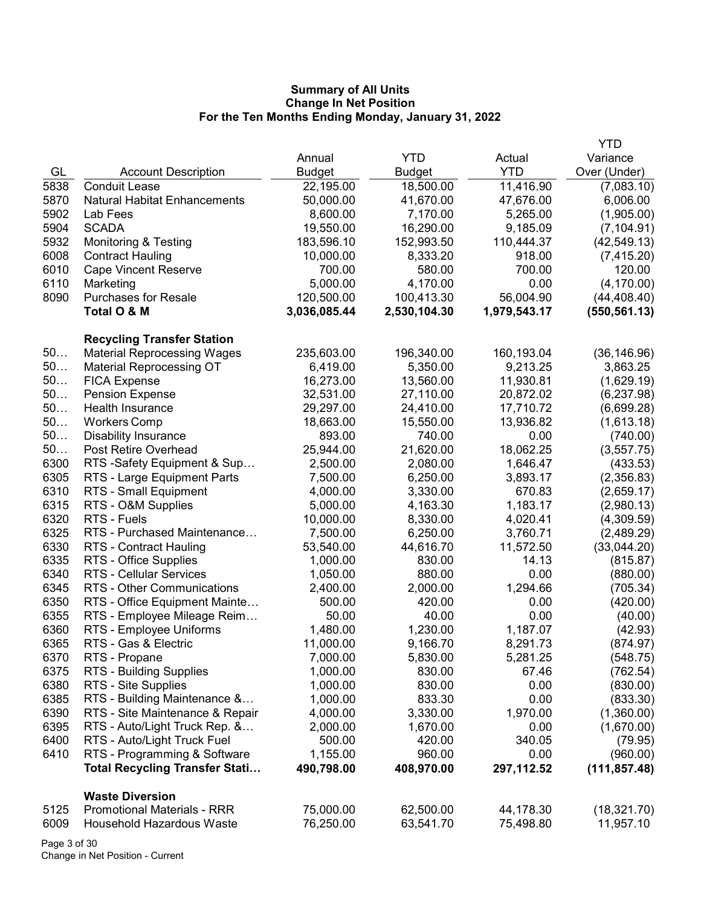**Summary of All Units**
**Change In Net Position**
**For the Ten Months Ending Monday, January 31, 2022**

| GL | Account Description | Annual Budget | YTD Budget | Actual YTD | YTD Variance Over (Under) |
|---|---|---|---|---|---|
| 5838 | Conduit Lease | 22,195.00 | 18,500.00 | 11,416.90 | (7,083.10) |
| 5870 | Natural Habitat Enhancements | 50,000.00 | 41,670.00 | 47,676.00 | 6,006.00 |
| 5902 | Lab Fees | 8,600.00 | 7,170.00 | 5,265.00 | (1,905.00) |
| 5904 | SCADA | 19,550.00 | 16,290.00 | 9,185.09 | (7,104.91) |
| 5932 | Monitoring & Testing | 183,596.10 | 152,993.50 | 110,444.37 | (42,549.13) |
| 6008 | Contract Hauling | 10,000.00 | 8,333.20 | 918.00 | (7,415.20) |
| 6010 | Cape Vincent Reserve | 700.00 | 580.00 | 700.00 | 120.00 |
| 6110 | Marketing | 5,000.00 | 4,170.00 | 0.00 | (4,170.00) |
| 8090 | Purchases for Resale | 120,500.00 | 100,413.30 | 56,004.90 | (44,408.40) |
| | **Total O & M** | **3,036,085.44** | **2,530,104.30** | **1,979,543.17** | **(550,561.13)** |
| | **Recycling Transfer Station** | | | | |
| 50… | Material Reprocessing Wages | 235,603.00 | 196,340.00 | 160,193.04 | (36,146.96) |
| 50… | Material Reprocessing OT | 6,419.00 | 5,350.00 | 9,213.25 | 3,863.25 |
| 50… | FICA Expense | 16,273.00 | 13,560.00 | 11,930.81 | (1,629.19) |
| 50… | Pension Expense | 32,531.00 | 27,110.00 | 20,872.02 | (6,237.98) |
| 50… | Health Insurance | 29,297.00 | 24,410.00 | 17,710.72 | (6,699.28) |
| 50… | Workers Comp | 18,663.00 | 15,550.00 | 13,936.82 | (1,613.18) |
| 50… | Disability Insurance | 893.00 | 740.00 | 0.00 | (740.00) |
| 50… | Post Retire Overhead | 25,944.00 | 21,620.00 | 18,062.25 | (3,557.75) |
| 6300 | RTS -Safety Equipment & Sup… | 2,500.00 | 2,080.00 | 1,646.47 | (433.53) |
| 6305 | RTS - Large Equipment Parts | 7,500.00 | 6,250.00 | 3,893.17 | (2,356.83) |
| 6310 | RTS - Small Equipment | 4,000.00 | 3,330.00 | 670.83 | (2,659.17) |
| 6315 | RTS - O&M Supplies | 5,000.00 | 4,163.30 | 1,183.17 | (2,980.13) |
| 6320 | RTS - Fuels | 10,000.00 | 8,330.00 | 4,020.41 | (4,309.59) |
| 6325 | RTS - Purchased Maintenance… | 7,500.00 | 6,250.00 | 3,760.71 | (2,489.29) |
| 6330 | RTS - Contract Hauling | 53,540.00 | 44,616.70 | 11,572.50 | (33,044.20) |
| 6335 | RTS - Office Supplies | 1,000.00 | 830.00 | 14.13 | (815.87) |
| 6340 | RTS - Cellular Services | 1,050.00 | 880.00 | 0.00 | (880.00) |
| 6345 | RTS - Other Communications | 2,400.00 | 2,000.00 | 1,294.66 | (705.34) |
| 6350 | RTS - Office Equipment Mainte… | 500.00 | 420.00 | 0.00 | (420.00) |
| 6355 | RTS - Employee Mileage Reim… | 50.00 | 40.00 | 0.00 | (40.00) |
| 6360 | RTS - Employee Uniforms | 1,480.00 | 1,230.00 | 1,187.07 | (42.93) |
| 6365 | RTS - Gas & Electric | 11,000.00 | 9,166.70 | 8,291.73 | (874.97) |
| 6370 | RTS - Propane | 7,000.00 | 5,830.00 | 5,281.25 | (548.75) |
| 6375 | RTS - Building Supplies | 1,000.00 | 830.00 | 67.46 | (762.54) |
| 6380 | RTS - Site Supplies | 1,000.00 | 830.00 | 0.00 | (830.00) |
| 6385 | RTS - Building Maintenance &… | 1,000.00 | 833.30 | 0.00 | (833.30) |
| 6390 | RTS - Site Maintenance & Repair | 4,000.00 | 3,330.00 | 1,970.00 | (1,360.00) |
| 6395 | RTS - Auto/Light Truck Rep. &… | 2,000.00 | 1,670.00 | 0.00 | (1,670.00) |
| 6400 | RTS - Auto/Light Truck Fuel | 500.00 | 420.00 | 340.05 | (79.95) |
| 6410 | RTS - Programming & Software | 1,155.00 | 960.00 | 0.00 | (960.00) |
| | **Total Recycling Transfer Stati…** | **490,798.00** | **408,970.00** | **297,112.52** | **(111,857.48)** |
| | **Waste Diversion** | | | | |
| 5125 | Promotional Materials - RRR | 75,000.00 | 62,500.00 | 44,178.30 | (18,321.70) |
| 6009 | Household Hazardous Waste | 76,250.00 | 63,541.70 | 75,498.80 | 11,957.10 |

Change in Net Position - Current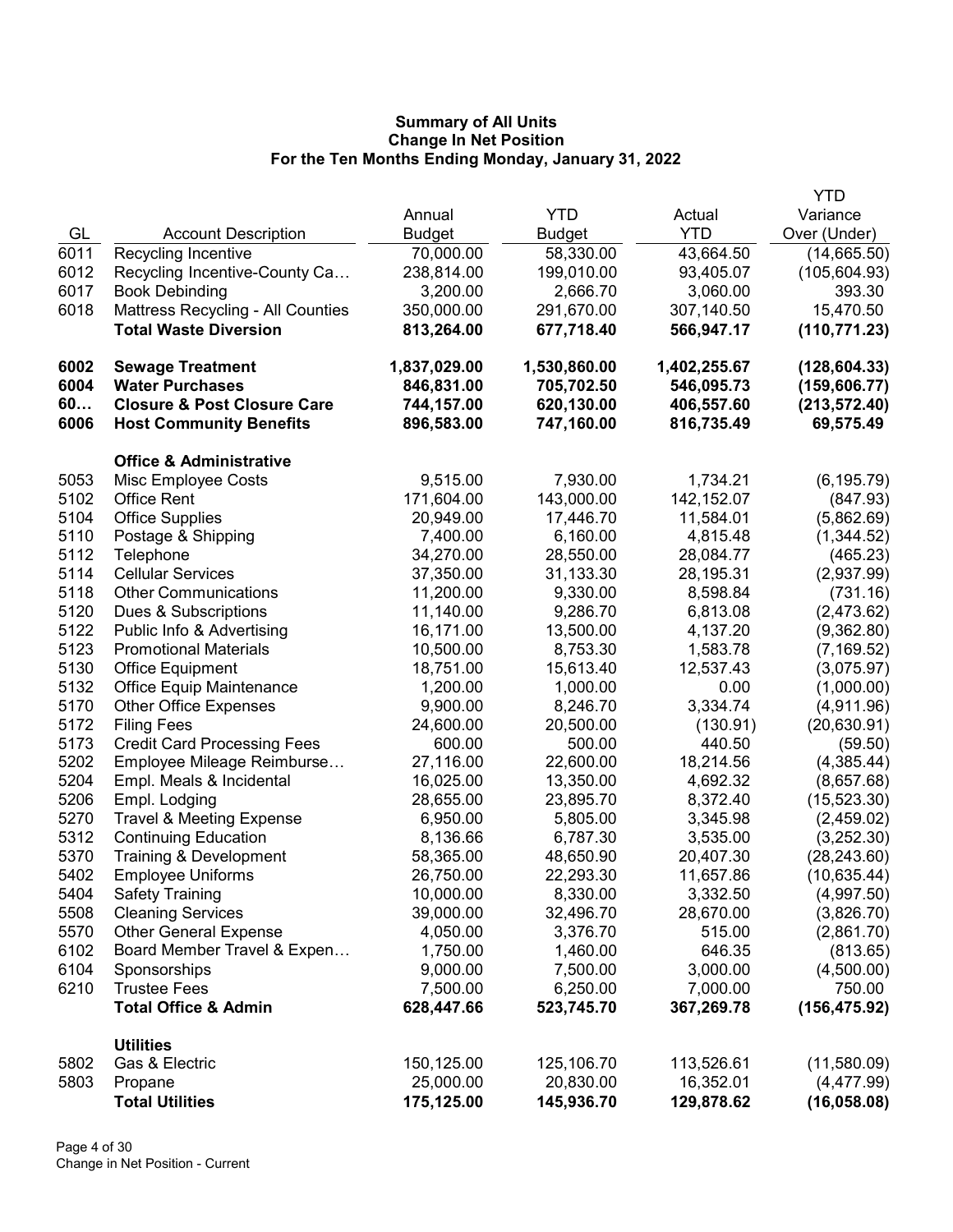**Summary of All Units**
**Change In Net Position**
**For the Ten Months Ending Monday, January 31, 2022**

| GL | Account Description | Annual Budget | YTD Budget | Actual YTD | YTD Variance Over (Under) |
|---|---|---|---|---|---|
| 6011 | Recycling Incentive | 70,000.00 | 58,330.00 | 43,664.50 | (14,665.50) |
| 6012 | Recycling Incentive-County Ca… | 238,814.00 | 199,010.00 | 93,405.07 | (105,604.93) |
| 6017 | Book Debinding | 3,200.00 | 2,666.70 | 3,060.00 | 393.30 |
| 6018 | Mattress Recycling - All Counties | 350,000.00 | 291,670.00 | 307,140.50 | 15,470.50 |
| | **Total Waste Diversion** | **813,264.00** | **677,718.40** | **566,947.17** | **(110,771.23)** |
| **6002** | **Sewage Treatment** | **1,837,029.00** | **1,530,860.00** | **1,402,255.67** | **(128,604.33)** |
| **6004** | **Water Purchases** | **846,831.00** | **705,702.50** | **546,095.73** | **(159,606.77)** |
| **60…** | **Closure & Post Closure Care** | **744,157.00** | **620,130.00** | **406,557.60** | **(213,572.40)** |
| **6006** | **Host Community Benefits** | **896,583.00** | **747,160.00** | **816,735.49** | **69,575.49** |
| | **Office & Administrative** | | | | |
| 5053 | Misc Employee Costs | 9,515.00 | 7,930.00 | 1,734.21 | (6,195.79) |
| 5102 | Office Rent | 171,604.00 | 143,000.00 | 142,152.07 | (847.93) |
| 5104 | Office Supplies | 20,949.00 | 17,446.70 | 11,584.01 | (5,862.69) |
| 5110 | Postage & Shipping | 7,400.00 | 6,160.00 | 4,815.48 | (1,344.52) |
| 5112 | Telephone | 34,270.00 | 28,550.00 | 28,084.77 | (465.23) |
| 5114 | Cellular Services | 37,350.00 | 31,133.30 | 28,195.31 | (2,937.99) |
| 5118 | Other Communications | 11,200.00 | 9,330.00 | 8,598.84 | (731.16) |
| 5120 | Dues & Subscriptions | 11,140.00 | 9,286.70 | 6,813.08 | (2,473.62) |
| 5122 | Public Info & Advertising | 16,171.00 | 13,500.00 | 4,137.20 | (9,362.80) |
| 5123 | Promotional Materials | 10,500.00 | 8,753.30 | 1,583.78 | (7,169.52) |
| 5130 | Office Equipment | 18,751.00 | 15,613.40 | 12,537.43 | (3,075.97) |
| 5132 | Office Equip Maintenance | 1,200.00 | 1,000.00 | 0.00 | (1,000.00) |
| 5170 | Other Office Expenses | 9,900.00 | 8,246.70 | 3,334.74 | (4,911.96) |
| 5172 | Filing Fees | 24,600.00 | 20,500.00 | (130.91) | (20,630.91) |
| 5173 | Credit Card Processing Fees | 600.00 | 500.00 | 440.50 | (59.50) |
| 5202 | Employee Mileage Reimburse… | 27,116.00 | 22,600.00 | 18,214.56 | (4,385.44) |
| 5204 | Empl. Meals & Incidental | 16,025.00 | 13,350.00 | 4,692.32 | (8,657.68) |
| 5206 | Empl. Lodging | 28,655.00 | 23,895.70 | 8,372.40 | (15,523.30) |
| 5270 | Travel & Meeting Expense | 6,950.00 | 5,805.00 | 3,345.98 | (2,459.02) |
| 5312 | Continuing Education | 8,136.66 | 6,787.30 | 3,535.00 | (3,252.30) |
| 5370 | Training & Development | 58,365.00 | 48,650.90 | 20,407.30 | (28,243.60) |
| 5402 | Employee Uniforms | 26,750.00 | 22,293.30 | 11,657.86 | (10,635.44) |
| 5404 | Safety Training | 10,000.00 | 8,330.00 | 3,332.50 | (4,997.50) |
| 5508 | Cleaning Services | 39,000.00 | 32,496.70 | 28,670.00 | (3,826.70) |
| 5570 | Other General Expense | 4,050.00 | 3,376.70 | 515.00 | (2,861.70) |
| 6102 | Board Member Travel & Expen… | 1,750.00 | 1,460.00 | 646.35 | (813.65) |
| 6104 | Sponsorships | 9,000.00 | 7,500.00 | 3,000.00 | (4,500.00) |
| 6210 | Trustee Fees | 7,500.00 | 6,250.00 | 7,000.00 | 750.00 |
| | **Total Office & Admin** | **628,447.66** | **523,745.70** | **367,269.78** | **(156,475.92)** |
| | **Utilities** | | | | |
| 5802 | Gas & Electric | 150,125.00 | 125,106.70 | 113,526.61 | (11,580.09) |
| 5803 | Propane | 25,000.00 | 20,830.00 | 16,352.01 | (4,477.99) |
| | **Total Utilities** | **175,125.00** | **145,936.70** | **129,878.62** | **(16,058.08)** |

Change in Net Position - Current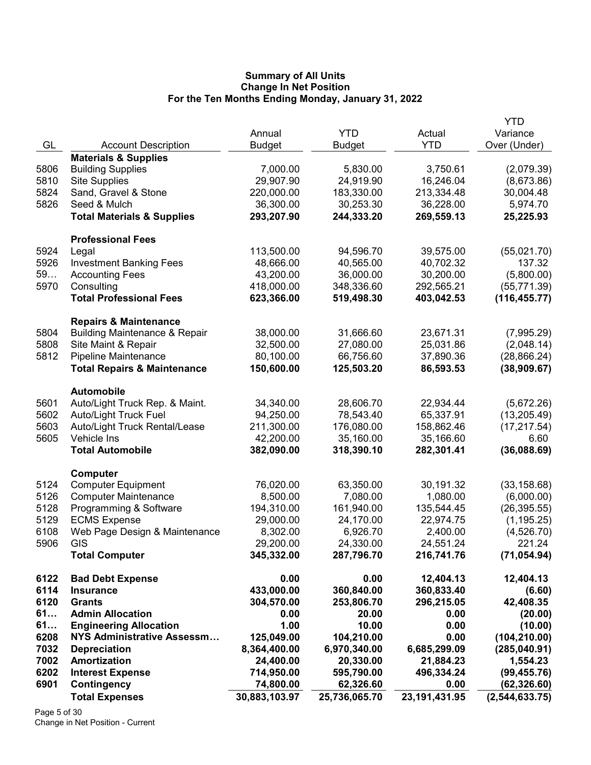**Summary of All Units**
**Change In Net Position**
**For the Ten Months Ending Monday, January 31, 2022**

| GL | Account Description | Annual Budget | YTD Budget | Actual YTD | YTD Variance Over (Under) |
|---|---|---|---|---|---|
| | **Materials & Supplies** | | | | |
| 5806 | Building Supplies | 7,000.00 | 5,830.00 | 3,750.61 | (2,079.39) |
| 5810 | Site Supplies | 29,907.90 | 24,919.90 | 16,246.04 | (8,673.86) |
| 5824 | Sand, Gravel & Stone | 220,000.00 | 183,330.00 | 213,334.48 | 30,004.48 |
| 5826 | Seed & Mulch | 36,300.00 | 30,253.30 | 36,228.00 | 5,974.70 |
| | **Total Materials & Supplies** | **293,207.90** | **244,333.20** | **269,559.13** | **25,225.93** |
| | **Professional Fees** | | | | |
| 5924 | Legal | 113,500.00 | 94,596.70 | 39,575.00 | (55,021.70) |
| 5926 | Investment Banking Fees | 48,666.00 | 40,565.00 | 40,702.32 | 137.32 |
| 59… | Accounting Fees | 43,200.00 | 36,000.00 | 30,200.00 | (5,800.00) |
| 5970 | Consulting | 418,000.00 | 348,336.60 | 292,565.21 | (55,771.39) |
| | **Total Professional Fees** | **623,366.00** | **519,498.30** | **403,042.53** | **(116,455.77)** |
| | **Repairs & Maintenance** | | | | |
| 5804 | Building Maintenance & Repair | 38,000.00 | 31,666.60 | 23,671.31 | (7,995.29) |
| 5808 | Site Maint & Repair | 32,500.00 | 27,080.00 | 25,031.86 | (2,048.14) |
| 5812 | Pipeline Maintenance | 80,100.00 | 66,756.60 | 37,890.36 | (28,866.24) |
| | **Total Repairs & Maintenance** | **150,600.00** | **125,503.20** | **86,593.53** | **(38,909.67)** |
| | **Automobile** | | | | |
| 5601 | Auto/Light Truck Rep. & Maint. | 34,340.00 | 28,606.70 | 22,934.44 | (5,672.26) |
| 5602 | Auto/Light Truck Fuel | 94,250.00 | 78,543.40 | 65,337.91 | (13,205.49) |
| 5603 | Auto/Light Truck Rental/Lease | 211,300.00 | 176,080.00 | 158,862.46 | (17,217.54) |
| 5605 | Vehicle Ins | 42,200.00 | 35,160.00 | 35,166.60 | 6.60 |
| | **Total Automobile** | **382,090.00** | **318,390.10** | **282,301.41** | **(36,088.69)** |
| | **Computer** | | | | |
| 5124 | Computer Equipment | 76,020.00 | 63,350.00 | 30,191.32 | (33,158.68) |
| 5126 | Computer Maintenance | 8,500.00 | 7,080.00 | 1,080.00 | (6,000.00) |
| 5128 | Programming & Software | 194,310.00 | 161,940.00 | 135,544.45 | (26,395.55) |
| 5129 | ECMS Expense | 29,000.00 | 24,170.00 | 22,974.75 | (1,195.25) |
| 6108 | Web Page Design & Maintenance | 8,302.00 | 6,926.70 | 2,400.00 | (4,526.70) |
| 5906 | GIS | 29,200.00 | 24,330.00 | 24,551.24 | 221.24 |
| | **Total Computer** | **345,332.00** | **287,796.70** | **216,741.76** | **(71,054.94)** |
| **6122** | **Bad Debt Expense** | **0.00** | **0.00** | **12,404.13** | **12,404.13** |
| **6114** | **Insurance** | **433,000.00** | **360,840.00** | **360,833.40** | **(6.60)** |
| **6120** | **Grants** | **304,570.00** | **253,806.70** | **296,215.05** | **42,408.35** |
| **61…** | **Admin Allocation** | **0.00** | **20.00** | **0.00** | **(20.00)** |
| **61…** | **Engineering Allocation** | **1.00** | **10.00** | **0.00** | **(10.00)** |
| **6208** | **NYS Administrative Assessm…** | **125,049.00** | **104,210.00** | **0.00** | **(104,210.00)** |
| **7032** | **Depreciation** | **8,364,400.00** | **6,970,340.00** | **6,685,299.09** | **(285,040.91)** |
| **7002** | **Amortization** | **24,400.00** | **20,330.00** | **21,884.23** | **1,554.23** |
| **6202** | **Interest Expense** | **714,950.00** | **595,790.00** | **496,334.24** | **(99,455.76)** |
| **6901** | **Contingency** | **74,800.00** | **62,326.60** | **0.00** | **(62,326.60)** |
| | **Total Expenses** | **30,883,103.97** | **25,736,065.70** | **23,191,431.95** | **(2,544,633.75)** |

Change in Net Position - Current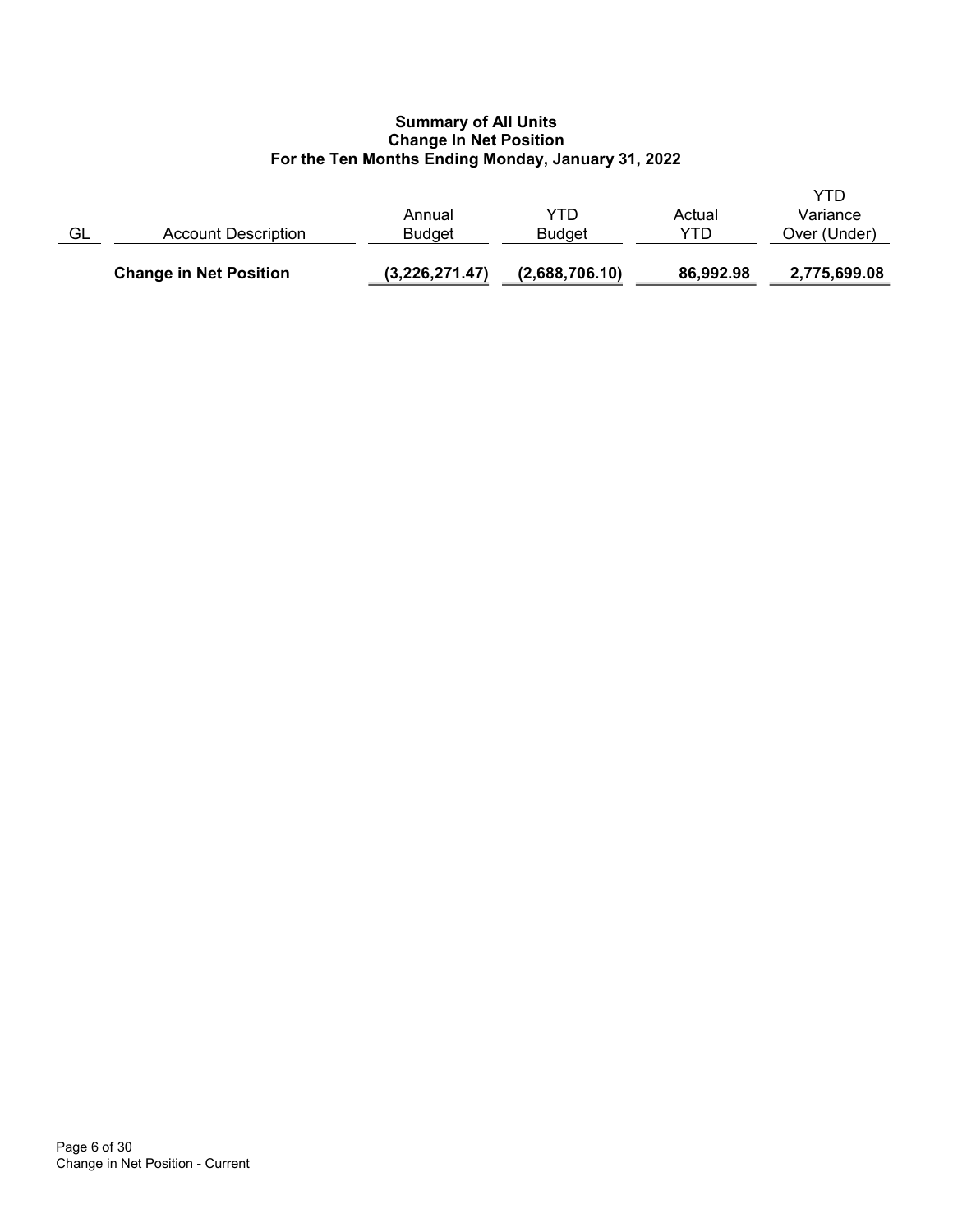**Summary of All Units**
**Change In Net Position**
**For the Ten Months Ending Monday, January 31, 2022**

| GL | Account Description | Annual Budget | YTD Budget | Actual YTD | YTD Variance Over (Under) |
|---|---|---|---|---|---|
| | **Change in Net Position** | **(3,226,271.47)** | **(2,688,706.10)** | **86,992.98** | **2,775,699.08** |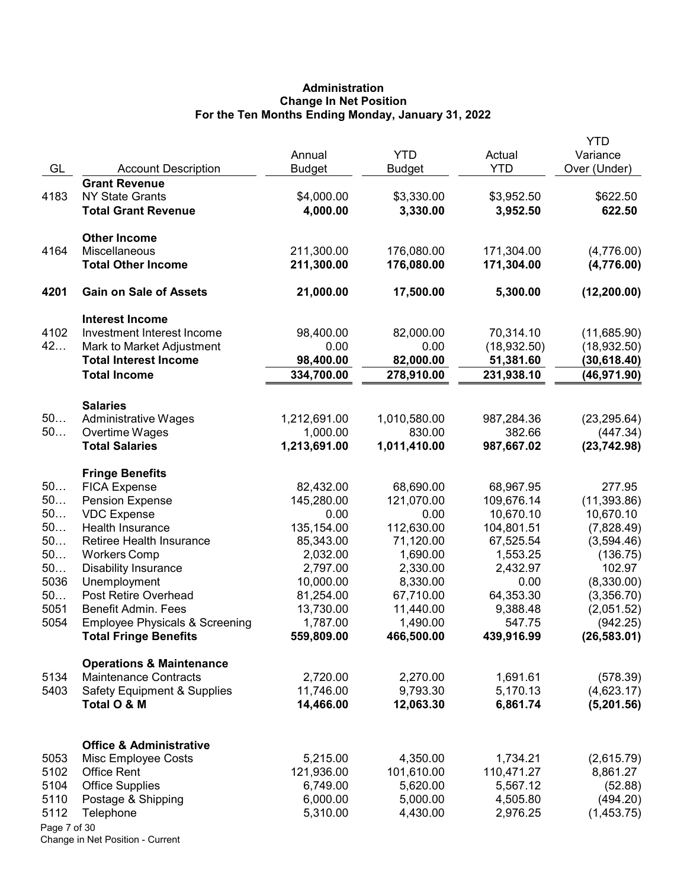**Administration**
**Change In Net Position**
**For the Ten Months Ending Monday, January 31, 2022**

| GL | Account Description | Annual Budget | YTD Budget | Actual YTD | YTD Variance Over (Under) |
|---|---|---|---|---|---|
| | **Grant Revenue** | | | | |
| 4183 | NY State Grants | $4,000.00 | $3,330.00 | $3,952.50 | $622.50 |
| | **Total Grant Revenue** | **4,000.00** | **3,330.00** | **3,952.50** | **622.50** |
| | **Other Income** | | | | |
| 4164 | Miscellaneous | 211,300.00 | 176,080.00 | 171,304.00 | (4,776.00) |
| | **Total Other Income** | **211,300.00** | **176,080.00** | **171,304.00** | **(4,776.00)** |
| **4201** | **Gain on Sale of Assets** | **21,000.00** | **17,500.00** | **5,300.00** | **(12,200.00)** |
| | **Interest Income** | | | | |
| 4102 | Investment Interest Income | 98,400.00 | 82,000.00 | 70,314.10 | (11,685.90) |
| 42… | Mark to Market Adjustment | 0.00 | 0.00 | (18,932.50) | (18,932.50) |
| | **Total Interest Income** | **98,400.00** | **82,000.00** | **51,381.60** | **(30,618.40)** |
| | **Total Income** | **334,700.00** | **278,910.00** | **231,938.10** | **(46,971.90)** |
| | **Salaries** | | | | |
| 50… | Administrative Wages | 1,212,691.00 | 1,010,580.00 | 987,284.36 | (23,295.64) |
| 50… | Overtime Wages | 1,000.00 | 830.00 | 382.66 | (447.34) |
| | **Total Salaries** | **1,213,691.00** | **1,011,410.00** | **987,667.02** | **(23,742.98)** |
| | **Fringe Benefits** | | | | |
| 50… | FICA Expense | 82,432.00 | 68,690.00 | 68,967.95 | 277.95 |
| 50… | Pension Expense | 145,280.00 | 121,070.00 | 109,676.14 | (11,393.86) |
| 50… | VDC Expense | 0.00 | 0.00 | 10,670.10 | 10,670.10 |
| 50… | Health Insurance | 135,154.00 | 112,630.00 | 104,801.51 | (7,828.49) |
| 50… | Retiree Health Insurance | 85,343.00 | 71,120.00 | 67,525.54 | (3,594.46) |
| 50… | Workers Comp | 2,032.00 | 1,690.00 | 1,553.25 | (136.75) |
| 50… | Disability Insurance | 2,797.00 | 2,330.00 | 2,432.97 | 102.97 |
| 5036 | Unemployment | 10,000.00 | 8,330.00 | 0.00 | (8,330.00) |
| 50… | Post Retire Overhead | 81,254.00 | 67,710.00 | 64,353.30 | (3,356.70) |
| 5051 | Benefit Admin. Fees | 13,730.00 | 11,440.00 | 9,388.48 | (2,051.52) |
| 5054 | Employee Physicals & Screening | 1,787.00 | 1,490.00 | 547.75 | (942.25) |
| | **Total Fringe Benefits** | **559,809.00** | **466,500.00** | **439,916.99** | **(26,583.01)** |
| | **Operations & Maintenance** | | | | |
| 5134 | Maintenance Contracts | 2,720.00 | 2,270.00 | 1,691.61 | (578.39) |
| 5403 | Safety Equipment & Supplies | 11,746.00 | 9,793.30 | 5,170.13 | (4,623.17) |
| | **Total O & M** | **14,466.00** | **12,063.30** | **6,861.74** | **(5,201.56)** |
| | **Office & Administrative** | | | | |
| 5053 | Misc Employee Costs | 5,215.00 | 4,350.00 | 1,734.21 | (2,615.79) |
| 5102 | Office Rent | 121,936.00 | 101,610.00 | 110,471.27 | 8,861.27 |
| 5104 | Office Supplies | 6,749.00 | 5,620.00 | 5,567.12 | (52.88) |
| 5110 | Postage & Shipping | 6,000.00 | 5,000.00 | 4,505.80 | (494.20) |
| 5112 | Telephone | 5,310.00 | 4,430.00 | 2,976.25 | (1,453.75) |

Change in Net Position - Current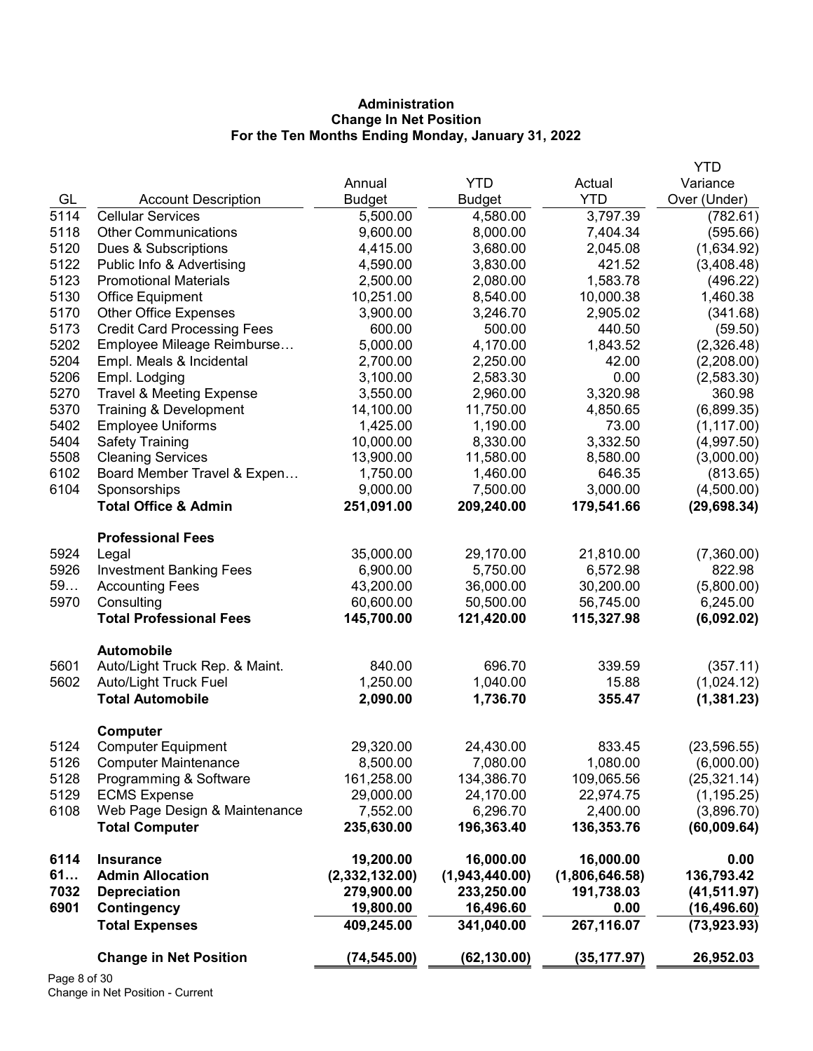**Administration**
**Change In Net Position**
**For the Ten Months Ending Monday, January 31, 2022**

| GL | Account Description | Annual Budget | YTD Budget | Actual YTD | YTD Variance Over (Under) |
|---|---|---|---|---|---|
| 5114 | Cellular Services | 5,500.00 | 4,580.00 | 3,797.39 | (782.61) |
| 5118 | Other Communications | 9,600.00 | 8,000.00 | 7,404.34 | (595.66) |
| 5120 | Dues & Subscriptions | 4,415.00 | 3,680.00 | 2,045.08 | (1,634.92) |
| 5122 | Public Info & Advertising | 4,590.00 | 3,830.00 | 421.52 | (3,408.48) |
| 5123 | Promotional Materials | 2,500.00 | 2,080.00 | 1,583.78 | (496.22) |
| 5130 | Office Equipment | 10,251.00 | 8,540.00 | 10,000.38 | 1,460.38 |
| 5170 | Other Office Expenses | 3,900.00 | 3,246.70 | 2,905.02 | (341.68) |
| 5173 | Credit Card Processing Fees | 600.00 | 500.00 | 440.50 | (59.50) |
| 5202 | Employee Mileage Reimburse… | 5,000.00 | 4,170.00 | 1,843.52 | (2,326.48) |
| 5204 | Empl. Meals & Incidental | 2,700.00 | 2,250.00 | 42.00 | (2,208.00) |
| 5206 | Empl. Lodging | 3,100.00 | 2,583.30 | 0.00 | (2,583.30) |
| 5270 | Travel & Meeting Expense | 3,550.00 | 2,960.00 | 3,320.98 | 360.98 |
| 5370 | Training & Development | 14,100.00 | 11,750.00 | 4,850.65 | (6,899.35) |
| 5402 | Employee Uniforms | 1,425.00 | 1,190.00 | 73.00 | (1,117.00) |
| 5404 | Safety Training | 10,000.00 | 8,330.00 | 3,332.50 | (4,997.50) |
| 5508 | Cleaning Services | 13,900.00 | 11,580.00 | 8,580.00 | (3,000.00) |
| 6102 | Board Member Travel & Expen… | 1,750.00 | 1,460.00 | 646.35 | (813.65) |
| 6104 | Sponsorships | 9,000.00 | 7,500.00 | 3,000.00 | (4,500.00) |
| | **Total Office & Admin** | **251,091.00** | **209,240.00** | **179,541.66** | **(29,698.34)** |
| | **Professional Fees** | | | | |
| 5924 | Legal | 35,000.00 | 29,170.00 | 21,810.00 | (7,360.00) |
| 5926 | Investment Banking Fees | 6,900.00 | 5,750.00 | 6,572.98 | 822.98 |
| 59… | Accounting Fees | 43,200.00 | 36,000.00 | 30,200.00 | (5,800.00) |
| 5970 | Consulting | 60,600.00 | 50,500.00 | 56,745.00 | 6,245.00 |
| | **Total Professional Fees** | **145,700.00** | **121,420.00** | **115,327.98** | **(6,092.02)** |
| | **Automobile** | | | | |
| 5601 | Auto/Light Truck Rep. & Maint. | 840.00 | 696.70 | 339.59 | (357.11) |
| 5602 | Auto/Light Truck Fuel | 1,250.00 | 1,040.00 | 15.88 | (1,024.12) |
| | **Total Automobile** | **2,090.00** | **1,736.70** | **355.47** | **(1,381.23)** |
| | **Computer** | | | | |
| 5124 | Computer Equipment | 29,320.00 | 24,430.00 | 833.45 | (23,596.55) |
| 5126 | Computer Maintenance | 8,500.00 | 7,080.00 | 1,080.00 | (6,000.00) |
| 5128 | Programming & Software | 161,258.00 | 134,386.70 | 109,065.56 | (25,321.14) |
| 5129 | ECMS Expense | 29,000.00 | 24,170.00 | 22,974.75 | (1,195.25) |
| 6108 | Web Page Design & Maintenance | 7,552.00 | 6,296.70 | 2,400.00 | (3,896.70) |
| | **Total Computer** | **235,630.00** | **196,363.40** | **136,353.76** | **(60,009.64)** |
| **6114** | **Insurance** | **19,200.00** | **16,000.00** | **16,000.00** | **0.00** |
| **61…** | **Admin Allocation** | **(2,332,132.00)** | **(1,943,440.00)** | **(1,806,646.58)** | **136,793.42** |
| **7032** | **Depreciation** | **279,900.00** | **233,250.00** | **191,738.03** | **(41,511.97)** |
| **6901** | **Contingency** | **19,800.00** | **16,496.60** | **0.00** | **(16,496.60)** |
| | **Total Expenses** | **409,245.00** | **341,040.00** | **267,116.07** | **(73,923.93)** |
| | **Change in Net Position** | **(74,545.00)** | **(62,130.00)** | **(35,177.97)** | **26,952.03** |

Change in Net Position - Current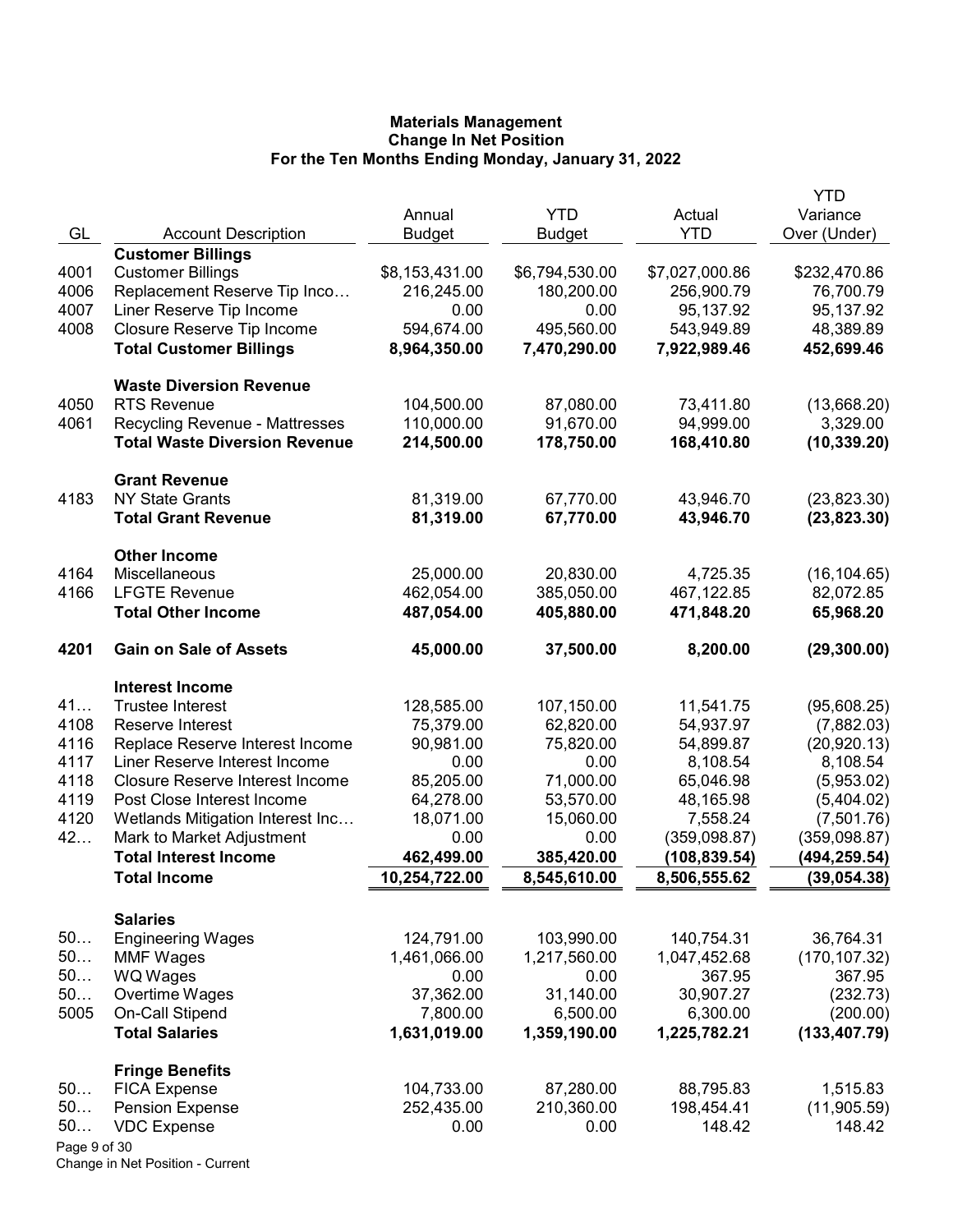# Materials Management
## Change In Net Position
### For the Ten Months Ending Monday, January 31, 2022

| GL | Account Description | Annual Budget | YTD Budget | Actual YTD | YTD Variance Over (Under) |
|---|---|---|---|---|---|
| | **Customer Billings** | | | | |
| 4001 | Customer Billings | $8,153,431.00 | $6,794,530.00 | $7,027,000.86 | $232,470.86 |
| 4006 | Replacement Reserve Tip Inco… | 216,245.00 | 180,200.00 | 256,900.79 | 76,700.79 |
| 4007 | Liner Reserve Tip Income | 0.00 | 0.00 | 95,137.92 | 95,137.92 |
| 4008 | Closure Reserve Tip Income | 594,674.00 | 495,560.00 | 543,949.89 | 48,389.89 |
| | **Total Customer Billings** | **8,964,350.00** | **7,470,290.00** | **7,922,989.46** | **452,699.46** |
| | **Waste Diversion Revenue** | | | | |
| 4050 | RTS Revenue | 104,500.00 | 87,080.00 | 73,411.80 | (13,668.20) |
| 4061 | Recycling Revenue - Mattresses | 110,000.00 | 91,670.00 | 94,999.00 | 3,329.00 |
| | **Total Waste Diversion Revenue** | **214,500.00** | **178,750.00** | **168,410.80** | **(10,339.20)** |
| | **Grant Revenue** | | | | |
| 4183 | NY State Grants | 81,319.00 | 67,770.00 | 43,946.70 | (23,823.30) |
| | **Total Grant Revenue** | **81,319.00** | **67,770.00** | **43,946.70** | **(23,823.30)** |
| | **Other Income** | | | | |
| 4164 | Miscellaneous | 25,000.00 | 20,830.00 | 4,725.35 | (16,104.65) |
| 4166 | LFGTE Revenue | 462,054.00 | 385,050.00 | 467,122.85 | 82,072.85 |
| | **Total Other Income** | **487,054.00** | **405,880.00** | **471,848.20** | **65,968.20** |
| **4201** | **Gain on Sale of Assets** | **45,000.00** | **37,500.00** | **8,200.00** | **(29,300.00)** |
| | **Interest Income** | | | | |
| 41… | Trustee Interest | 128,585.00 | 107,150.00 | 11,541.75 | (95,608.25) |
| 4108 | Reserve Interest | 75,379.00 | 62,820.00 | 54,937.97 | (7,882.03) |
| 4116 | Replace Reserve Interest Income | 90,981.00 | 75,820.00 | 54,899.87 | (20,920.13) |
| 4117 | Liner Reserve Interest Income | 0.00 | 0.00 | 8,108.54 | 8,108.54 |
| 4118 | Closure Reserve Interest Income | 85,205.00 | 71,000.00 | 65,046.98 | (5,953.02) |
| 4119 | Post Close Interest Income | 64,278.00 | 53,570.00 | 48,165.98 | (5,404.02) |
| 4120 | Wetlands Mitigation Interest Inc… | 18,071.00 | 15,060.00 | 7,558.24 | (7,501.76) |
| 42… | Mark to Market Adjustment | 0.00 | 0.00 | (359,098.87) | (359,098.87) |
| | **Total Interest Income** | **462,499.00** | **385,420.00** | **(108,839.54)** | **(494,259.54)** |
| | **Total Income** | **10,254,722.00** | **8,545,610.00** | **8,506,555.62** | **(39,054.38)** |
| | **Salaries** | | | | |
| 50… | Engineering Wages | 124,791.00 | 103,990.00 | 140,754.31 | 36,764.31 |
| 50… | MMF Wages | 1,461,066.00 | 1,217,560.00 | 1,047,452.68 | (170,107.32) |
| 50… | WQ Wages | 0.00 | 0.00 | 367.95 | 367.95 |
| 50… | Overtime Wages | 37,362.00 | 31,140.00 | 30,907.27 | (232.73) |
| 5005 | On-Call Stipend | 7,800.00 | 6,500.00 | 6,300.00 | (200.00) |
| | **Total Salaries** | **1,631,019.00** | **1,359,190.00** | **1,225,782.21** | **(133,407.79)** |
| | **Fringe Benefits** | | | | |
| 50… | FICA Expense | 104,733.00 | 87,280.00 | 88,795.83 | 1,515.83 |
| 50… | Pension Expense | 252,435.00 | 210,360.00 | 198,454.41 | (11,905.59) |
| 50… | VDC Expense | 0.00 | 0.00 | 148.42 | 148.42 |

Change in Net Position - Current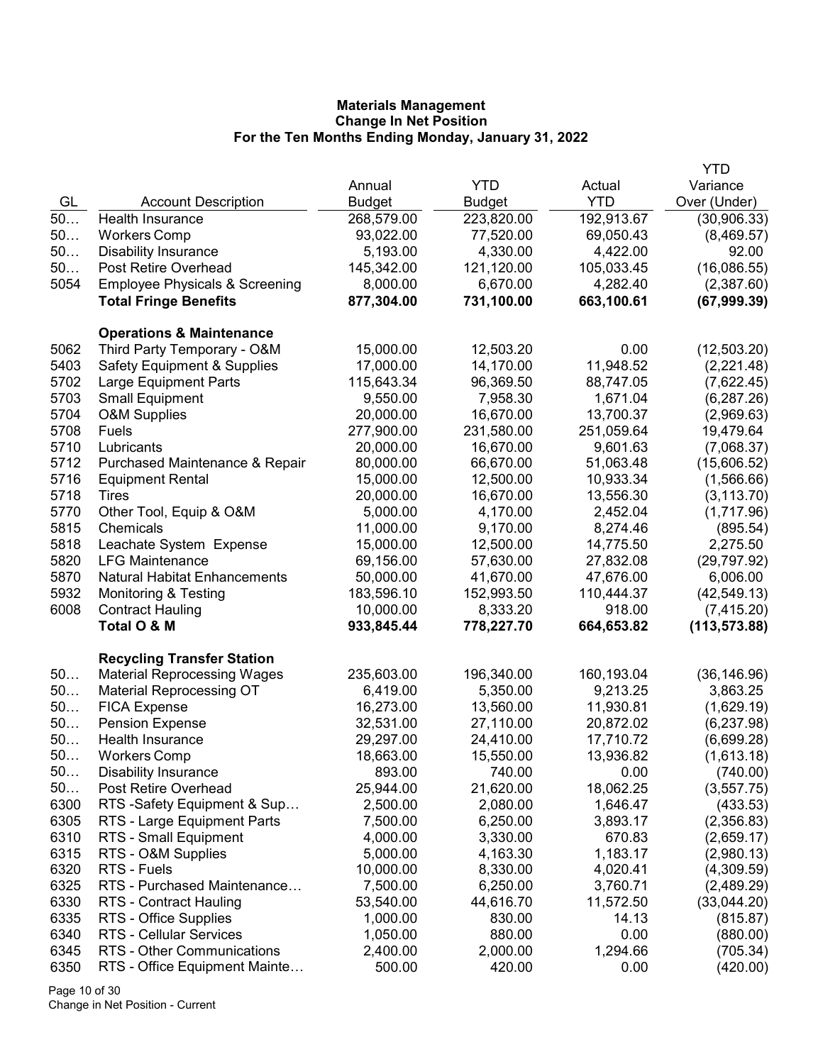**Materials Management**
**Change In Net Position**
**For the Ten Months Ending Monday, January 31, 2022**

| GL | Account Description | Annual Budget | YTD Budget | Actual YTD | YTD Variance Over (Under) |
|---|---|---|---|---|---|
| 50… | Health Insurance | 268,579.00 | 223,820.00 | 192,913.67 | (30,906.33) |
| 50… | Workers Comp | 93,022.00 | 77,520.00 | 69,050.43 | (8,469.57) |
| 50… | Disability Insurance | 5,193.00 | 4,330.00 | 4,422.00 | 92.00 |
| 50… | Post Retire Overhead | 145,342.00 | 121,120.00 | 105,033.45 | (16,086.55) |
| 5054 | Employee Physicals & Screening | 8,000.00 | 6,670.00 | 4,282.40 | (2,387.60) |
| | **Total Fringe Benefits** | **877,304.00** | **731,100.00** | **663,100.61** | **(67,999.39)** |
| | **Operations & Maintenance** | | | | |
| 5062 | Third Party Temporary - O&M | 15,000.00 | 12,503.20 | 0.00 | (12,503.20) |
| 5403 | Safety Equipment & Supplies | 17,000.00 | 14,170.00 | 11,948.52 | (2,221.48) |
| 5702 | Large Equipment Parts | 115,643.34 | 96,369.50 | 88,747.05 | (7,622.45) |
| 5703 | Small Equipment | 9,550.00 | 7,958.30 | 1,671.04 | (6,287.26) |
| 5704 | O&M Supplies | 20,000.00 | 16,670.00 | 13,700.37 | (2,969.63) |
| 5708 | Fuels | 277,900.00 | 231,580.00 | 251,059.64 | 19,479.64 |
| 5710 | Lubricants | 20,000.00 | 16,670.00 | 9,601.63 | (7,068.37) |
| 5712 | Purchased Maintenance & Repair | 80,000.00 | 66,670.00 | 51,063.48 | (15,606.52) |
| 5716 | Equipment Rental | 15,000.00 | 12,500.00 | 10,933.34 | (1,566.66) |
| 5718 | Tires | 20,000.00 | 16,670.00 | 13,556.30 | (3,113.70) |
| 5770 | Other Tool, Equip & O&M | 5,000.00 | 4,170.00 | 2,452.04 | (1,717.96) |
| 5815 | Chemicals | 11,000.00 | 9,170.00 | 8,274.46 | (895.54) |
| 5818 | Leachate System Expense | 15,000.00 | 12,500.00 | 14,775.50 | 2,275.50 |
| 5820 | LFG Maintenance | 69,156.00 | 57,630.00 | 27,832.08 | (29,797.92) |
| 5870 | Natural Habitat Enhancements | 50,000.00 | 41,670.00 | 47,676.00 | 6,006.00 |
| 5932 | Monitoring & Testing | 183,596.10 | 152,993.50 | 110,444.37 | (42,549.13) |
| 6008 | Contract Hauling | 10,000.00 | 8,333.20 | 918.00 | (7,415.20) |
| | **Total O & M** | **933,845.44** | **778,227.70** | **664,653.82** | **(113,573.88)** |
| | **Recycling Transfer Station** | | | | |
| 50… | Material Reprocessing Wages | 235,603.00 | 196,340.00 | 160,193.04 | (36,146.96) |
| 50… | Material Reprocessing OT | 6,419.00 | 5,350.00 | 9,213.25 | 3,863.25 |
| 50… | FICA Expense | 16,273.00 | 13,560.00 | 11,930.81 | (1,629.19) |
| 50… | Pension Expense | 32,531.00 | 27,110.00 | 20,872.02 | (6,237.98) |
| 50… | Health Insurance | 29,297.00 | 24,410.00 | 17,710.72 | (6,699.28) |
| 50… | Workers Comp | 18,663.00 | 15,550.00 | 13,936.82 | (1,613.18) |
| 50… | Disability Insurance | 893.00 | 740.00 | 0.00 | (740.00) |
| 50… | Post Retire Overhead | 25,944.00 | 21,620.00 | 18,062.25 | (3,557.75) |
| 6300 | RTS -Safety Equipment & Sup… | 2,500.00 | 2,080.00 | 1,646.47 | (433.53) |
| 6305 | RTS - Large Equipment Parts | 7,500.00 | 6,250.00 | 3,893.17 | (2,356.83) |
| 6310 | RTS - Small Equipment | 4,000.00 | 3,330.00 | 670.83 | (2,659.17) |
| 6315 | RTS - O&M Supplies | 5,000.00 | 4,163.30 | 1,183.17 | (2,980.13) |
| 6320 | RTS - Fuels | 10,000.00 | 8,330.00 | 4,020.41 | (4,309.59) |
| 6325 | RTS - Purchased Maintenance… | 7,500.00 | 6,250.00 | 3,760.71 | (2,489.29) |
| 6330 | RTS - Contract Hauling | 53,540.00 | 44,616.70 | 11,572.50 | (33,044.20) |
| 6335 | RTS - Office Supplies | 1,000.00 | 830.00 | 14.13 | (815.87) |
| 6340 | RTS - Cellular Services | 1,050.00 | 880.00 | 0.00 | (880.00) |
| 6345 | RTS - Other Communications | 2,400.00 | 2,000.00 | 1,294.66 | (705.34) |
| 6350 | RTS - Office Equipment Mainte… | 500.00 | 420.00 | 0.00 | (420.00) |

Change in Net Position - Current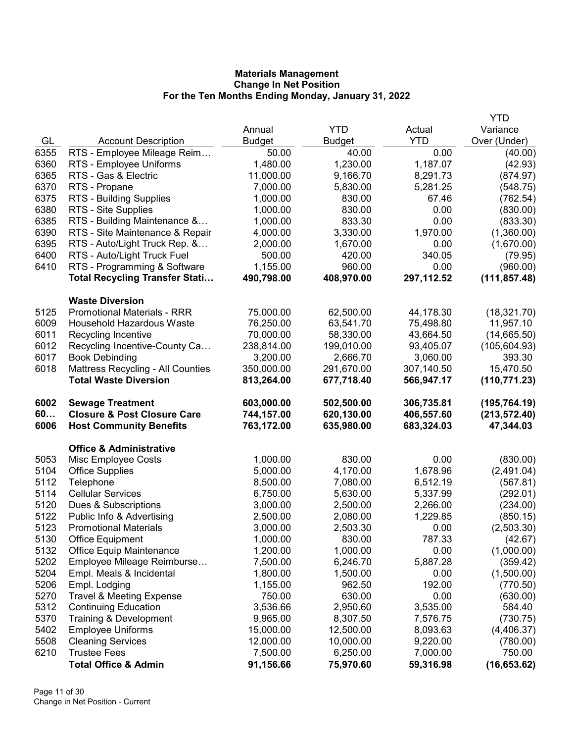**Materials Management**
**Change In Net Position**
**For the Ten Months Ending Monday, January 31, 2022**

| GL | Account Description | Annual Budget | YTD Budget | Actual YTD | YTD Variance Over (Under) |
|---|---|---|---|---|---|
| 6355 | RTS - Employee Mileage Reim… | 50.00 | 40.00 | 0.00 | (40.00) |
| 6360 | RTS - Employee Uniforms | 1,480.00 | 1,230.00 | 1,187.07 | (42.93) |
| 6365 | RTS - Gas & Electric | 11,000.00 | 9,166.70 | 8,291.73 | (874.97) |
| 6370 | RTS - Propane | 7,000.00 | 5,830.00 | 5,281.25 | (548.75) |
| 6375 | RTS - Building Supplies | 1,000.00 | 830.00 | 67.46 | (762.54) |
| 6380 | RTS - Site Supplies | 1,000.00 | 830.00 | 0.00 | (830.00) |
| 6385 | RTS - Building Maintenance &… | 1,000.00 | 833.30 | 0.00 | (833.30) |
| 6390 | RTS - Site Maintenance & Repair | 4,000.00 | 3,330.00 | 1,970.00 | (1,360.00) |
| 6395 | RTS - Auto/Light Truck Rep. &… | 2,000.00 | 1,670.00 | 0.00 | (1,670.00) |
| 6400 | RTS - Auto/Light Truck Fuel | 500.00 | 420.00 | 340.05 | (79.95) |
| 6410 | RTS - Programming & Software | 1,155.00 | 960.00 | 0.00 | (960.00) |
| | **Total Recycling Transfer Stati…** | **490,798.00** | **408,970.00** | **297,112.52** | **(111,857.48)** |
| | **Waste Diversion** | | | | |
| 5125 | Promotional Materials - RRR | 75,000.00 | 62,500.00 | 44,178.30 | (18,321.70) |
| 6009 | Household Hazardous Waste | 76,250.00 | 63,541.70 | 75,498.80 | 11,957.10 |
| 6011 | Recycling Incentive | 70,000.00 | 58,330.00 | 43,664.50 | (14,665.50) |
| 6012 | Recycling Incentive-County Ca… | 238,814.00 | 199,010.00 | 93,405.07 | (105,604.93) |
| 6017 | Book Debinding | 3,200.00 | 2,666.70 | 3,060.00 | 393.30 |
| 6018 | Mattress Recycling - All Counties | 350,000.00 | 291,670.00 | 307,140.50 | 15,470.50 |
| | **Total Waste Diversion** | **813,264.00** | **677,718.40** | **566,947.17** | **(110,771.23)** |
| **6002** | **Sewage Treatment** | **603,000.00** | **502,500.00** | **306,735.81** | **(195,764.19)** |
| **60…** | **Closure & Post Closure Care** | **744,157.00** | **620,130.00** | **406,557.60** | **(213,572.40)** |
| **6006** | **Host Community Benefits** | **763,172.00** | **635,980.00** | **683,324.03** | **47,344.03** |
| | **Office & Administrative** | | | | |
| 5053 | Misc Employee Costs | 1,000.00 | 830.00 | 0.00 | (830.00) |
| 5104 | Office Supplies | 5,000.00 | 4,170.00 | 1,678.96 | (2,491.04) |
| 5112 | Telephone | 8,500.00 | 7,080.00 | 6,512.19 | (567.81) |
| 5114 | Cellular Services | 6,750.00 | 5,630.00 | 5,337.99 | (292.01) |
| 5120 | Dues & Subscriptions | 3,000.00 | 2,500.00 | 2,266.00 | (234.00) |
| 5122 | Public Info & Advertising | 2,500.00 | 2,080.00 | 1,229.85 | (850.15) |
| 5123 | Promotional Materials | 3,000.00 | 2,503.30 | 0.00 | (2,503.30) |
| 5130 | Office Equipment | 1,000.00 | 830.00 | 787.33 | (42.67) |
| 5132 | Office Equip Maintenance | 1,200.00 | 1,000.00 | 0.00 | (1,000.00) |
| 5202 | Employee Mileage Reimburse… | 7,500.00 | 6,246.70 | 5,887.28 | (359.42) |
| 5204 | Empl. Meals & Incidental | 1,800.00 | 1,500.00 | 0.00 | (1,500.00) |
| 5206 | Empl. Lodging | 1,155.00 | 962.50 | 192.00 | (770.50) |
| 5270 | Travel & Meeting Expense | 750.00 | 630.00 | 0.00 | (630.00) |
| 5312 | Continuing Education | 3,536.66 | 2,950.60 | 3,535.00 | 584.40 |
| 5370 | Training & Development | 9,965.00 | 8,307.50 | 7,576.75 | (730.75) |
| 5402 | Employee Uniforms | 15,000.00 | 12,500.00 | 8,093.63 | (4,406.37) |
| 5508 | Cleaning Services | 12,000.00 | 10,000.00 | 9,220.00 | (780.00) |
| 6210 | Trustee Fees | 7,500.00 | 6,250.00 | 7,000.00 | 750.00 |
| | **Total Office & Admin** | **91,156.66** | **75,970.60** | **59,316.98** | **(16,653.62)** |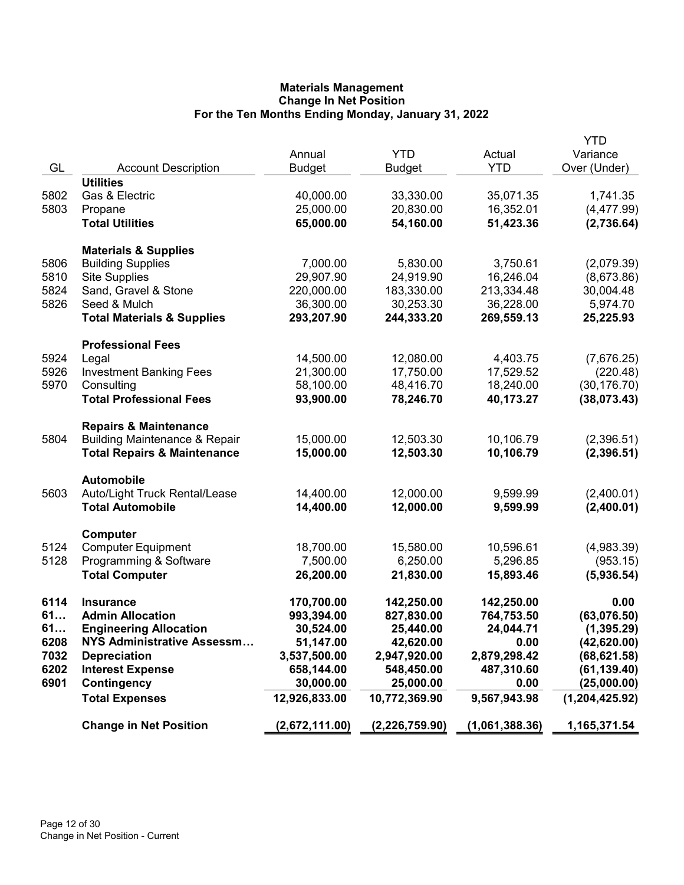**Materials Management**
**Change In Net Position**
**For the Ten Months Ending Monday, January 31, 2022**

| GL | Account Description | Annual Budget | YTD Budget | Actual YTD | YTD Variance Over (Under) |
|---|---|---|---|---|---|
| | **Utilities** | | | | |
| 5802 | Gas & Electric | 40,000.00 | 33,330.00 | 35,071.35 | 1,741.35 |
| 5803 | Propane | 25,000.00 | 20,830.00 | 16,352.01 | (4,477.99) |
| | **Total Utilities** | **65,000.00** | **54,160.00** | **51,423.36** | **(2,736.64)** |
| | **Materials & Supplies** | | | | |
| 5806 | Building Supplies | 7,000.00 | 5,830.00 | 3,750.61 | (2,079.39) |
| 5810 | Site Supplies | 29,907.90 | 24,919.90 | 16,246.04 | (8,673.86) |
| 5824 | Sand, Gravel & Stone | 220,000.00 | 183,330.00 | 213,334.48 | 30,004.48 |
| 5826 | Seed & Mulch | 36,300.00 | 30,253.30 | 36,228.00 | 5,974.70 |
| | **Total Materials & Supplies** | **293,207.90** | **244,333.20** | **269,559.13** | **25,225.93** |
| | **Professional Fees** | | | | |
| 5924 | Legal | 14,500.00 | 12,080.00 | 4,403.75 | (7,676.25) |
| 5926 | Investment Banking Fees | 21,300.00 | 17,750.00 | 17,529.52 | (220.48) |
| 5970 | Consulting | 58,100.00 | 48,416.70 | 18,240.00 | (30,176.70) |
| | **Total Professional Fees** | **93,900.00** | **78,246.70** | **40,173.27** | **(38,073.43)** |
| | **Repairs & Maintenance** | | | | |
| 5804 | Building Maintenance & Repair | 15,000.00 | 12,503.30 | 10,106.79 | (2,396.51) |
| | **Total Repairs & Maintenance** | **15,000.00** | **12,503.30** | **10,106.79** | **(2,396.51)** |
| | **Automobile** | | | | |
| 5603 | Auto/Light Truck Rental/Lease | 14,400.00 | 12,000.00 | 9,599.99 | (2,400.01) |
| | **Total Automobile** | **14,400.00** | **12,000.00** | **9,599.99** | **(2,400.01)** |
| | **Computer** | | | | |
| 5124 | Computer Equipment | 18,700.00 | 15,580.00 | 10,596.61 | (4,983.39) |
| 5128 | Programming & Software | 7,500.00 | 6,250.00 | 5,296.85 | (953.15) |
| | **Total Computer** | **26,200.00** | **21,830.00** | **15,893.46** | **(5,936.54)** |
| **6114** | **Insurance** | **170,700.00** | **142,250.00** | **142,250.00** | **0.00** |
| **61…** | **Admin Allocation** | **993,394.00** | **827,830.00** | **764,753.50** | **(63,076.50)** |
| **61…** | **Engineering Allocation** | **30,524.00** | **25,440.00** | **24,044.71** | **(1,395.29)** |
| **6208** | **NYS Administrative Assessm…** | **51,147.00** | **42,620.00** | **0.00** | **(42,620.00)** |
| **7032** | **Depreciation** | **3,537,500.00** | **2,947,920.00** | **2,879,298.42** | **(68,621.58)** |
| **6202** | **Interest Expense** | **658,144.00** | **548,450.00** | **487,310.60** | **(61,139.40)** |
| **6901** | **Contingency** | **30,000.00** | **25,000.00** | **0.00** | **(25,000.00)** |
| | **Total Expenses** | **12,926,833.00** | **10,772,369.90** | **9,567,943.98** | **(1,204,425.92)** |
| | **Change in Net Position** | **(2,672,111.00)** | **(2,226,759.90)** | **(1,061,388.36)** | **1,165,371.54** |

Change in Net Position - Current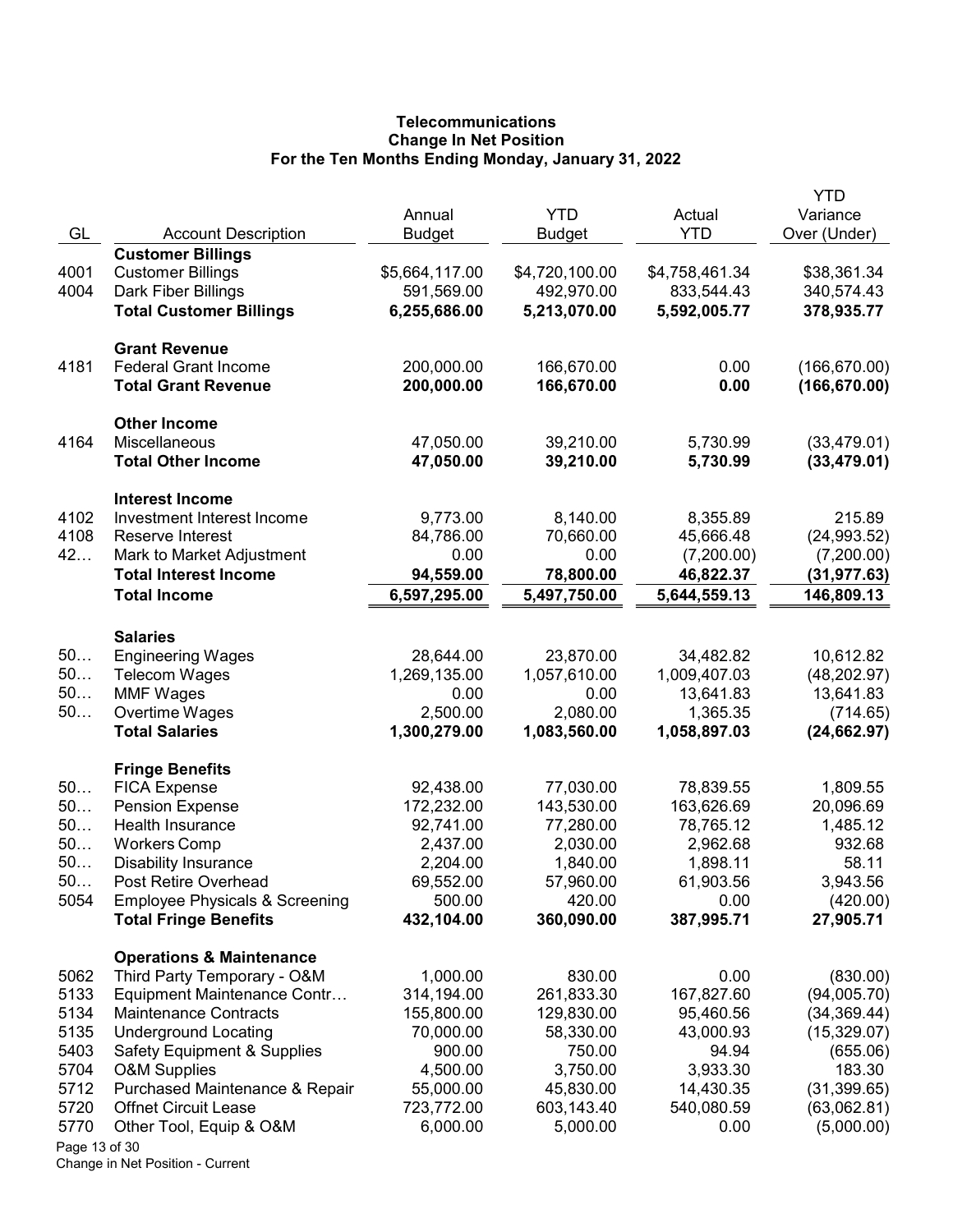**Telecommunications**
**Change In Net Position**
**For the Ten Months Ending Monday, January 31, 2022**

| GL | Account Description | Annual Budget | YTD Budget | Actual YTD | YTD Variance Over (Under) |
|---|---|---|---|---|---|
| | **Customer Billings** | | | | |
| 4001 | Customer Billings | $5,664,117.00 | $4,720,100.00 | $4,758,461.34 | $38,361.34 |
| 4004 | Dark Fiber Billings | 591,569.00 | 492,970.00 | 833,544.43 | 340,574.43 |
| | **Total Customer Billings** | **6,255,686.00** | **5,213,070.00** | **5,592,005.77** | **378,935.77** |
| | **Grant Revenue** | | | | |
| 4181 | Federal Grant Income | 200,000.00 | 166,670.00 | 0.00 | (166,670.00) |
| | **Total Grant Revenue** | **200,000.00** | **166,670.00** | **0.00** | **(166,670.00)** |
| | **Other Income** | | | | |
| 4164 | Miscellaneous | 47,050.00 | 39,210.00 | 5,730.99 | (33,479.01) |
| | **Total Other Income** | **47,050.00** | **39,210.00** | **5,730.99** | **(33,479.01)** |
| | **Interest Income** | | | | |
| 4102 | Investment Interest Income | 9,773.00 | 8,140.00 | 8,355.89 | 215.89 |
| 4108 | Reserve Interest | 84,786.00 | 70,660.00 | 45,666.48 | (24,993.52) |
| 42… | Mark to Market Adjustment | 0.00 | 0.00 | (7,200.00) | (7,200.00) |
| | **Total Interest Income** | **94,559.00** | **78,800.00** | **46,822.37** | **(31,977.63)** |
| | **Total Income** | **6,597,295.00** | **5,497,750.00** | **5,644,559.13** | **146,809.13** |
| | **Salaries** | | | | |
| 50… | Engineering Wages | 28,644.00 | 23,870.00 | 34,482.82 | 10,612.82 |
| 50… | Telecom Wages | 1,269,135.00 | 1,057,610.00 | 1,009,407.03 | (48,202.97) |
| 50… | MMF Wages | 0.00 | 0.00 | 13,641.83 | 13,641.83 |
| 50… | Overtime Wages | 2,500.00 | 2,080.00 | 1,365.35 | (714.65) |
| | **Total Salaries** | **1,300,279.00** | **1,083,560.00** | **1,058,897.03** | **(24,662.97)** |
| | **Fringe Benefits** | | | | |
| 50… | FICA Expense | 92,438.00 | 77,030.00 | 78,839.55 | 1,809.55 |
| 50… | Pension Expense | 172,232.00 | 143,530.00 | 163,626.69 | 20,096.69 |
| 50… | Health Insurance | 92,741.00 | 77,280.00 | 78,765.12 | 1,485.12 |
| 50… | Workers Comp | 2,437.00 | 2,030.00 | 2,962.68 | 932.68 |
| 50… | Disability Insurance | 2,204.00 | 1,840.00 | 1,898.11 | 58.11 |
| 50… | Post Retire Overhead | 69,552.00 | 57,960.00 | 61,903.56 | 3,943.56 |
| 5054 | Employee Physicals & Screening | 500.00 | 420.00 | 0.00 | (420.00) |
| | **Total Fringe Benefits** | **432,104.00** | **360,090.00** | **387,995.71** | **27,905.71** |
| | **Operations & Maintenance** | | | | |
| 5062 | Third Party Temporary - O&M | 1,000.00 | 830.00 | 0.00 | (830.00) |
| 5133 | Equipment Maintenance Contr… | 314,194.00 | 261,833.30 | 167,827.60 | (94,005.70) |
| 5134 | Maintenance Contracts | 155,800.00 | 129,830.00 | 95,460.56 | (34,369.44) |
| 5135 | Underground Locating | 70,000.00 | 58,330.00 | 43,000.93 | (15,329.07) |
| 5403 | Safety Equipment & Supplies | 900.00 | 750.00 | 94.94 | (655.06) |
| 5704 | O&M Supplies | 4,500.00 | 3,750.00 | 3,933.30 | 183.30 |
| 5712 | Purchased Maintenance & Repair | 55,000.00 | 45,830.00 | 14,430.35 | (31,399.65) |
| 5720 | Offnet Circuit Lease | 723,772.00 | 603,143.40 | 540,080.59 | (63,062.81) |
| 5770 | Other Tool, Equip & O&M | 6,000.00 | 5,000.00 | 0.00 | (5,000.00) |

Change in Net Position - Current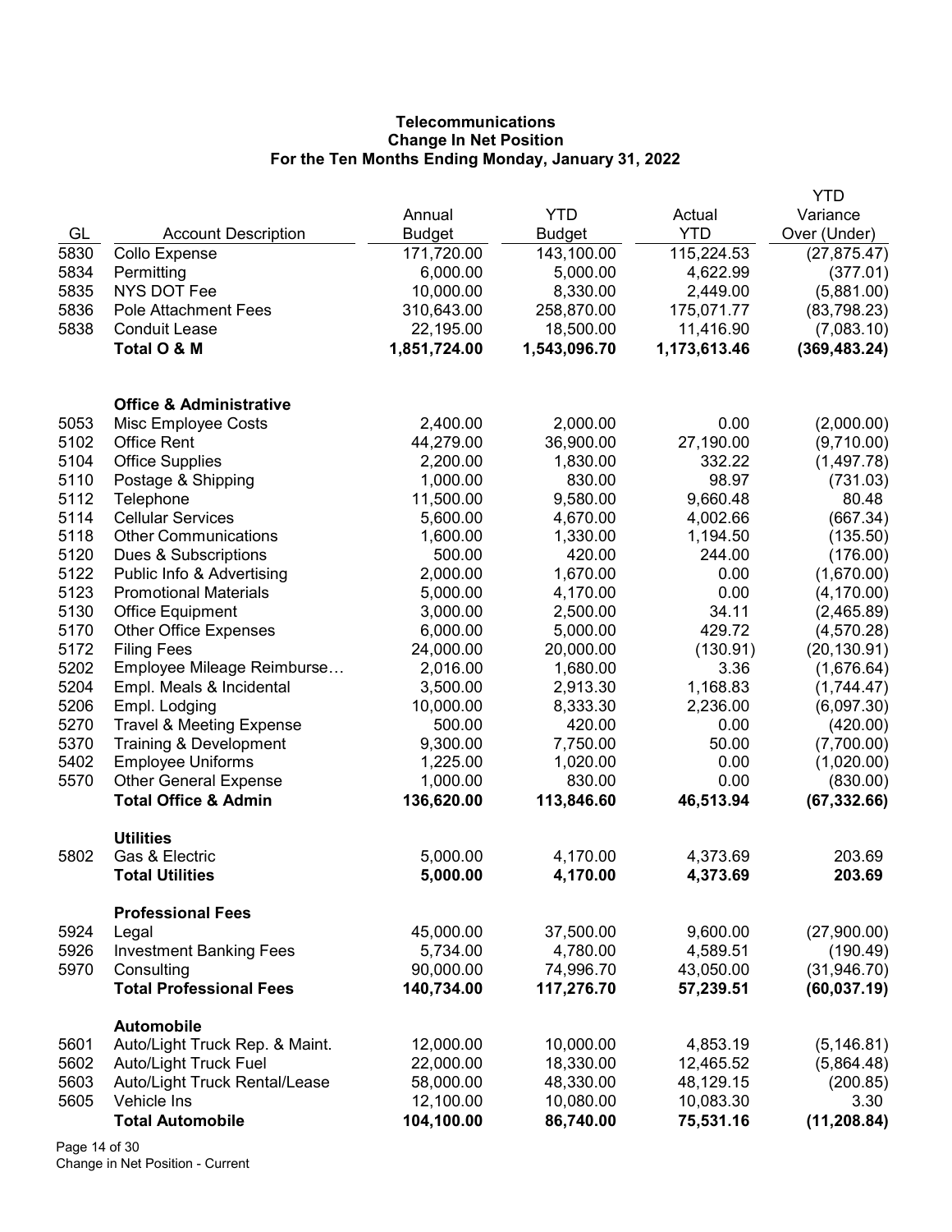**Telecommunications**
**Change In Net Position**
**For the Ten Months Ending Monday, January 31, 2022**

| GL | Account Description | Annual Budget | YTD Budget | Actual YTD | YTD Variance Over (Under) |
|---|---|---|---|---|---|
| 5830 | Collo Expense | 171,720.00 | 143,100.00 | 115,224.53 | (27,875.47) |
| 5834 | Permitting | 6,000.00 | 5,000.00 | 4,622.99 | (377.01) |
| 5835 | NYS DOT Fee | 10,000.00 | 8,330.00 | 2,449.00 | (5,881.00) |
| 5836 | Pole Attachment Fees | 310,643.00 | 258,870.00 | 175,071.77 | (83,798.23) |
| 5838 | Conduit Lease | 22,195.00 | 18,500.00 | 11,416.90 | (7,083.10) |
| | **Total O & M** | **1,851,724.00** | **1,543,096.70** | **1,173,613.46** | **(369,483.24)** |
| | | | | | |
| | **Office & Administrative** | | | | |
| 5053 | Misc Employee Costs | 2,400.00 | 2,000.00 | 0.00 | (2,000.00) |
| 5102 | Office Rent | 44,279.00 | 36,900.00 | 27,190.00 | (9,710.00) |
| 5104 | Office Supplies | 2,200.00 | 1,830.00 | 332.22 | (1,497.78) |
| 5110 | Postage & Shipping | 1,000.00 | 830.00 | 98.97 | (731.03) |
| 5112 | Telephone | 11,500.00 | 9,580.00 | 9,660.48 | 80.48 |
| 5114 | Cellular Services | 5,600.00 | 4,670.00 | 4,002.66 | (667.34) |
| 5118 | Other Communications | 1,600.00 | 1,330.00 | 1,194.50 | (135.50) |
| 5120 | Dues & Subscriptions | 500.00 | 420.00 | 244.00 | (176.00) |
| 5122 | Public Info & Advertising | 2,000.00 | 1,670.00 | 0.00 | (1,670.00) |
| 5123 | Promotional Materials | 5,000.00 | 4,170.00 | 0.00 | (4,170.00) |
| 5130 | Office Equipment | 3,000.00 | 2,500.00 | 34.11 | (2,465.89) |
| 5170 | Other Office Expenses | 6,000.00 | 5,000.00 | 429.72 | (4,570.28) |
| 5172 | Filing Fees | 24,000.00 | 20,000.00 | (130.91) | (20,130.91) |
| 5202 | Employee Mileage Reimburse… | 2,016.00 | 1,680.00 | 3.36 | (1,676.64) |
| 5204 | Empl. Meals & Incidental | 3,500.00 | 2,913.30 | 1,168.83 | (1,744.47) |
| 5206 | Empl. Lodging | 10,000.00 | 8,333.30 | 2,236.00 | (6,097.30) |
| 5270 | Travel & Meeting Expense | 500.00 | 420.00 | 0.00 | (420.00) |
| 5370 | Training & Development | 9,300.00 | 7,750.00 | 50.00 | (7,700.00) |
| 5402 | Employee Uniforms | 1,225.00 | 1,020.00 | 0.00 | (1,020.00) |
| 5570 | Other General Expense | 1,000.00 | 830.00 | 0.00 | (830.00) |
| | **Total Office & Admin** | **136,620.00** | **113,846.60** | **46,513.94** | **(67,332.66)** |
| | | | | | |
| | **Utilities** | | | | |
| 5802 | Gas & Electric | 5,000.00 | 4,170.00 | 4,373.69 | 203.69 |
| | **Total Utilities** | **5,000.00** | **4,170.00** | **4,373.69** | **203.69** |
| | | | | | |
| | **Professional Fees** | | | | |
| 5924 | Legal | 45,000.00 | 37,500.00 | 9,600.00 | (27,900.00) |
| 5926 | Investment Banking Fees | 5,734.00 | 4,780.00 | 4,589.51 | (190.49) |
| 5970 | Consulting | 90,000.00 | 74,996.70 | 43,050.00 | (31,946.70) |
| | **Total Professional Fees** | **140,734.00** | **117,276.70** | **57,239.51** | **(60,037.19)** |
| | | | | | |
| | **Automobile** | | | | |
| 5601 | Auto/Light Truck Rep. & Maint. | 12,000.00 | 10,000.00 | 4,853.19 | (5,146.81) |
| 5602 | Auto/Light Truck Fuel | 22,000.00 | 18,330.00 | 12,465.52 | (5,864.48) |
| 5603 | Auto/Light Truck Rental/Lease | 58,000.00 | 48,330.00 | 48,129.15 | (200.85) |
| 5605 | Vehicle Ins | 12,100.00 | 10,080.00 | 10,083.30 | 3.30 |
| | **Total Automobile** | **104,100.00** | **86,740.00** | **75,531.16** | **(11,208.84)** |

Change in Net Position - Current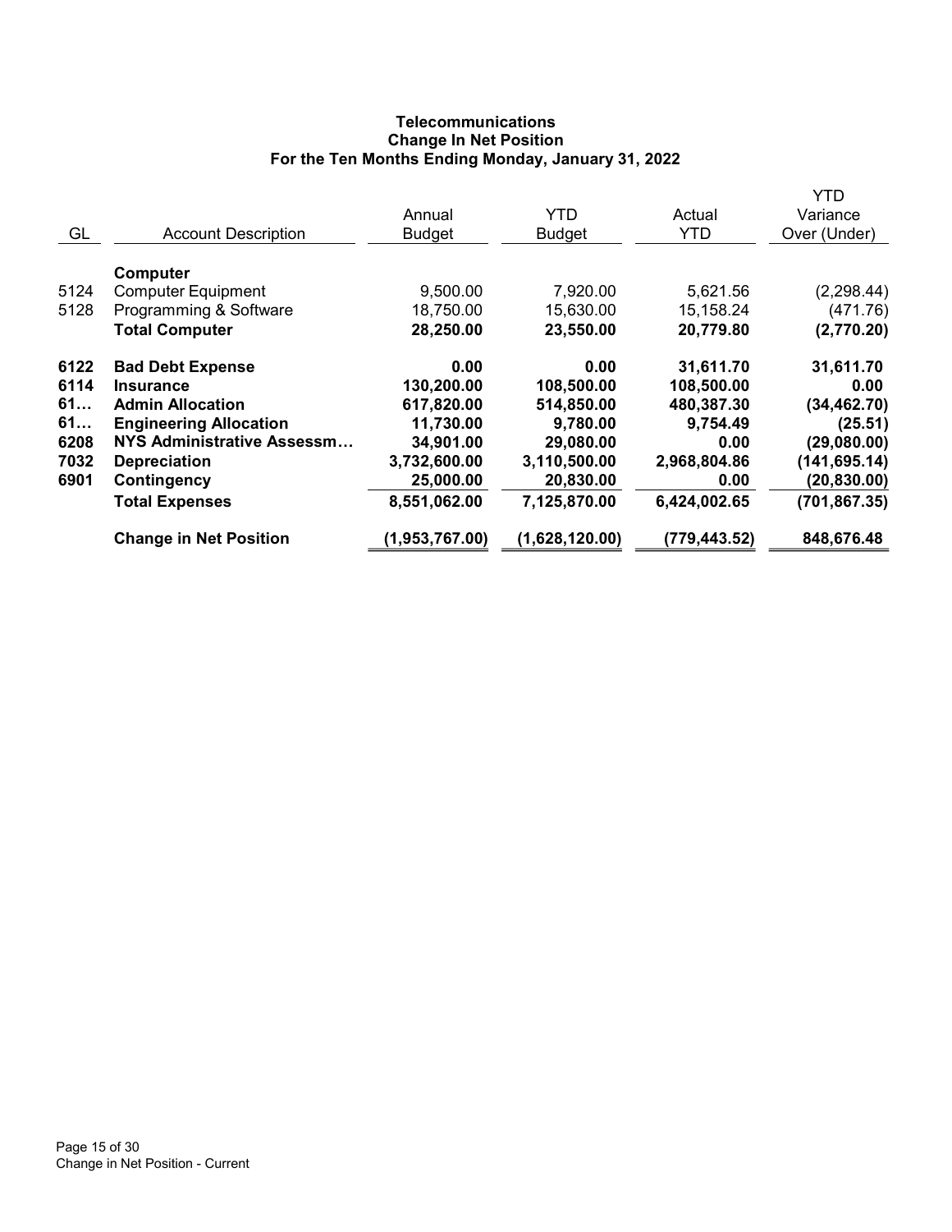# Telecommunications
## Change In Net Position
### For the Ten Months Ending Monday, January 31, 2022

| GL | Account Description | Annual Budget | YTD Budget | Actual YTD | YTD Variance Over (Under) |
|---|---|---|---|---|---|
| | **Computer** | | | | |
| 5124 | Computer Equipment | 9,500.00 | 7,920.00 | 5,621.56 | (2,298.44) |
| 5128 | Programming & Software | 18,750.00 | 15,630.00 | 15,158.24 | (471.76) |
| | **Total Computer** | **28,250.00** | **23,550.00** | **20,779.80** | **(2,770.20)** |
| **6122** | **Bad Debt Expense** | **0.00** | **0.00** | **31,611.70** | **31,611.70** |
| **6114** | **Insurance** | **130,200.00** | **108,500.00** | **108,500.00** | **0.00** |
| **61…** | **Admin Allocation** | **617,820.00** | **514,850.00** | **480,387.30** | **(34,462.70)** |
| **61…** | **Engineering Allocation** | **11,730.00** | **9,780.00** | **9,754.49** | **(25.51)** |
| **6208** | **NYS Administrative Assessm…** | **34,901.00** | **29,080.00** | **0.00** | **(29,080.00)** |
| **7032** | **Depreciation** | **3,732,600.00** | **3,110,500.00** | **2,968,804.86** | **(141,695.14)** |
| **6901** | **Contingency** | **25,000.00** | **20,830.00** | **0.00** | **(20,830.00)** |
| | **Total Expenses** | **8,551,062.00** | **7,125,870.00** | **6,424,002.65** | **(701,867.35)** |
| | **Change in Net Position** | **(1,953,767.00)** | **(1,628,120.00)** | **(779,443.52)** | **848,676.48** |

Change in Net Position - Current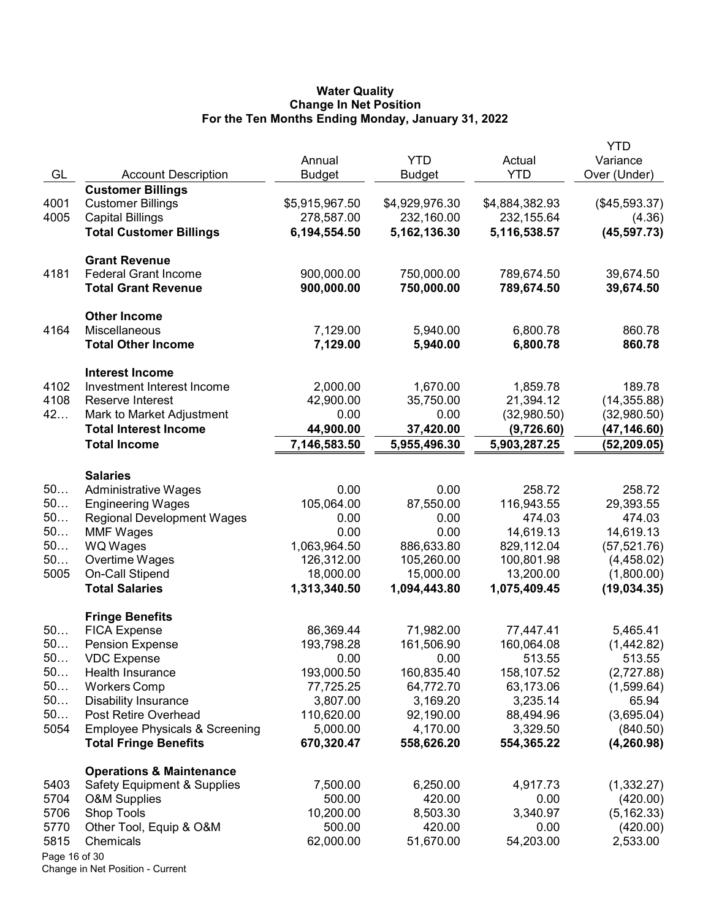# Water Quality
## Change In Net Position
### For the Ten Months Ending Monday, January 31, 2022

| GL | Account Description | Annual Budget | YTD Budget | Actual YTD | YTD Variance Over (Under) |
|---|---|---|---|---|---|
| | **Customer Billings** | | | | |
| 4001 | Customer Billings | $5,915,967.50 | $4,929,976.30 | $4,884,382.93 | ($45,593.37) |
| 4005 | Capital Billings | 278,587.00 | 232,160.00 | 232,155.64 | (4.36) |
| | **Total Customer Billings** | **6,194,554.50** | **5,162,136.30** | **5,116,538.57** | **(45,597.73)** |
| | **Grant Revenue** | | | | |
| 4181 | Federal Grant Income | 900,000.00 | 750,000.00 | 789,674.50 | 39,674.50 |
| | **Total Grant Revenue** | **900,000.00** | **750,000.00** | **789,674.50** | **39,674.50** |
| | **Other Income** | | | | |
| 4164 | Miscellaneous | 7,129.00 | 5,940.00 | 6,800.78 | 860.78 |
| | **Total Other Income** | **7,129.00** | **5,940.00** | **6,800.78** | **860.78** |
| | **Interest Income** | | | | |
| 4102 | Investment Interest Income | 2,000.00 | 1,670.00 | 1,859.78 | 189.78 |
| 4108 | Reserve Interest | 42,900.00 | 35,750.00 | 21,394.12 | (14,355.88) |
| 42… | Mark to Market Adjustment | 0.00 | 0.00 | (32,980.50) | (32,980.50) |
| | **Total Interest Income** | **44,900.00** | **37,420.00** | **(9,726.60)** | **(47,146.60)** |
| | **Total Income** | **7,146,583.50** | **5,955,496.30** | **5,903,287.25** | **(52,209.05)** |
| | **Salaries** | | | | |
| 50… | Administrative Wages | 0.00 | 0.00 | 258.72 | 258.72 |
| 50… | Engineering Wages | 105,064.00 | 87,550.00 | 116,943.55 | 29,393.55 |
| 50… | Regional Development Wages | 0.00 | 0.00 | 474.03 | 474.03 |
| 50… | MMF Wages | 0.00 | 0.00 | 14,619.13 | 14,619.13 |
| 50… | WQ Wages | 1,063,964.50 | 886,633.80 | 829,112.04 | (57,521.76) |
| 50… | Overtime Wages | 126,312.00 | 105,260.00 | 100,801.98 | (4,458.02) |
| 5005 | On-Call Stipend | 18,000.00 | 15,000.00 | 13,200.00 | (1,800.00) |
| | **Total Salaries** | **1,313,340.50** | **1,094,443.80** | **1,075,409.45** | **(19,034.35)** |
| | **Fringe Benefits** | | | | |
| 50… | FICA Expense | 86,369.44 | 71,982.00 | 77,447.41 | 5,465.41 |
| 50… | Pension Expense | 193,798.28 | 161,506.90 | 160,064.08 | (1,442.82) |
| 50… | VDC Expense | 0.00 | 0.00 | 513.55 | 513.55 |
| 50… | Health Insurance | 193,000.50 | 160,835.40 | 158,107.52 | (2,727.88) |
| 50… | Workers Comp | 77,725.25 | 64,772.70 | 63,173.06 | (1,599.64) |
| 50… | Disability Insurance | 3,807.00 | 3,169.20 | 3,235.14 | 65.94 |
| 50… | Post Retire Overhead | 110,620.00 | 92,190.00 | 88,494.96 | (3,695.04) |
| 5054 | Employee Physicals & Screening | 5,000.00 | 4,170.00 | 3,329.50 | (840.50) |
| | **Total Fringe Benefits** | **670,320.47** | **558,626.20** | **554,365.22** | **(4,260.98)** |
| | **Operations & Maintenance** | | | | |
| 5403 | Safety Equipment & Supplies | 7,500.00 | 6,250.00 | 4,917.73 | (1,332.27) |
| 5704 | O&M Supplies | 500.00 | 420.00 | 0.00 | (420.00) |
| 5706 | Shop Tools | 10,200.00 | 8,503.30 | 3,340.97 | (5,162.33) |
| 5770 | Other Tool, Equip & O&M | 500.00 | 420.00 | 0.00 | (420.00) |
| 5815 | Chemicals | 62,000.00 | 51,670.00 | 54,203.00 | 2,533.00 |

Change in Net Position - Current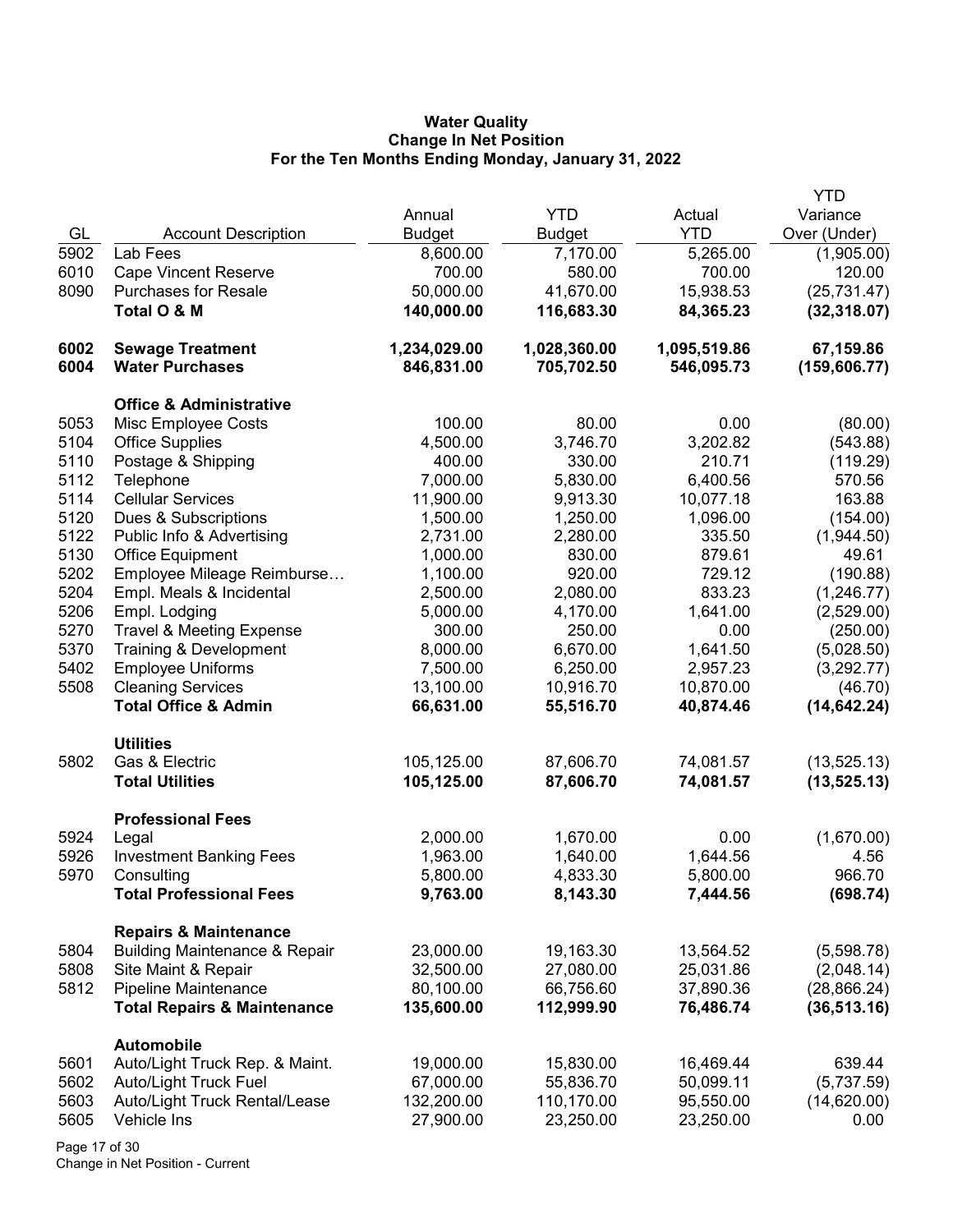**Water Quality**
**Change In Net Position**
**For the Ten Months Ending Monday, January 31, 2022**

| GL | Account Description | Annual Budget | YTD Budget | Actual YTD | YTD Variance Over (Under) |
|---|---|---|---|---|---|
| 5902 | Lab Fees | 8,600.00 | 7,170.00 | 5,265.00 | (1,905.00) |
| 6010 | Cape Vincent Reserve | 700.00 | 580.00 | 700.00 | 120.00 |
| 8090 | Purchases for Resale | 50,000.00 | 41,670.00 | 15,938.53 | (25,731.47) |
| | **Total O & M** | **140,000.00** | **116,683.30** | **84,365.23** | **(32,318.07)** |
| | | | | | |
| **6002** | **Sewage Treatment** | **1,234,029.00** | **1,028,360.00** | **1,095,519.86** | **67,159.86** |
| **6004** | **Water Purchases** | **846,831.00** | **705,702.50** | **546,095.73** | **(159,606.77)** |
| | | | | | |
| | **Office & Administrative** | | | | |
| 5053 | Misc Employee Costs | 100.00 | 80.00 | 0.00 | (80.00) |
| 5104 | Office Supplies | 4,500.00 | 3,746.70 | 3,202.82 | (543.88) |
| 5110 | Postage & Shipping | 400.00 | 330.00 | 210.71 | (119.29) |
| 5112 | Telephone | 7,000.00 | 5,830.00 | 6,400.56 | 570.56 |
| 5114 | Cellular Services | 11,900.00 | 9,913.30 | 10,077.18 | 163.88 |
| 5120 | Dues & Subscriptions | 1,500.00 | 1,250.00 | 1,096.00 | (154.00) |
| 5122 | Public Info & Advertising | 2,731.00 | 2,280.00 | 335.50 | (1,944.50) |
| 5130 | Office Equipment | 1,000.00 | 830.00 | 879.61 | 49.61 |
| 5202 | Employee Mileage Reimburse… | 1,100.00 | 920.00 | 729.12 | (190.88) |
| 5204 | Empl. Meals & Incidental | 2,500.00 | 2,080.00 | 833.23 | (1,246.77) |
| 5206 | Empl. Lodging | 5,000.00 | 4,170.00 | 1,641.00 | (2,529.00) |
| 5270 | Travel & Meeting Expense | 300.00 | 250.00 | 0.00 | (250.00) |
| 5370 | Training & Development | 8,000.00 | 6,670.00 | 1,641.50 | (5,028.50) |
| 5402 | Employee Uniforms | 7,500.00 | 6,250.00 | 2,957.23 | (3,292.77) |
| 5508 | Cleaning Services | 13,100.00 | 10,916.70 | 10,870.00 | (46.70) |
| | **Total Office & Admin** | **66,631.00** | **55,516.70** | **40,874.46** | **(14,642.24)** |
| | | | | | |
| | **Utilities** | | | | |
| 5802 | Gas & Electric | 105,125.00 | 87,606.70 | 74,081.57 | (13,525.13) |
| | **Total Utilities** | **105,125.00** | **87,606.70** | **74,081.57** | **(13,525.13)** |
| | | | | | |
| | **Professional Fees** | | | | |
| 5924 | Legal | 2,000.00 | 1,670.00 | 0.00 | (1,670.00) |
| 5926 | Investment Banking Fees | 1,963.00 | 1,640.00 | 1,644.56 | 4.56 |
| 5970 | Consulting | 5,800.00 | 4,833.30 | 5,800.00 | 966.70 |
| | **Total Professional Fees** | **9,763.00** | **8,143.30** | **7,444.56** | **(698.74)** |
| | | | | | |
| | **Repairs & Maintenance** | | | | |
| 5804 | Building Maintenance & Repair | 23,000.00 | 19,163.30 | 13,564.52 | (5,598.78) |
| 5808 | Site Maint & Repair | 32,500.00 | 27,080.00 | 25,031.86 | (2,048.14) |
| 5812 | Pipeline Maintenance | 80,100.00 | 66,756.60 | 37,890.36 | (28,866.24) |
| | **Total Repairs & Maintenance** | **135,600.00** | **112,999.90** | **76,486.74** | **(36,513.16)** |
| | | | | | |
| | **Automobile** | | | | |
| 5601 | Auto/Light Truck Rep. & Maint. | 19,000.00 | 15,830.00 | 16,469.44 | 639.44 |
| 5602 | Auto/Light Truck Fuel | 67,000.00 | 55,836.70 | 50,099.11 | (5,737.59) |
| 5603 | Auto/Light Truck Rental/Lease | 132,200.00 | 110,170.00 | 95,550.00 | (14,620.00) |
| 5605 | Vehicle Ins | 27,900.00 | 23,250.00 | 23,250.00 | 0.00 |

Change in Net Position - Current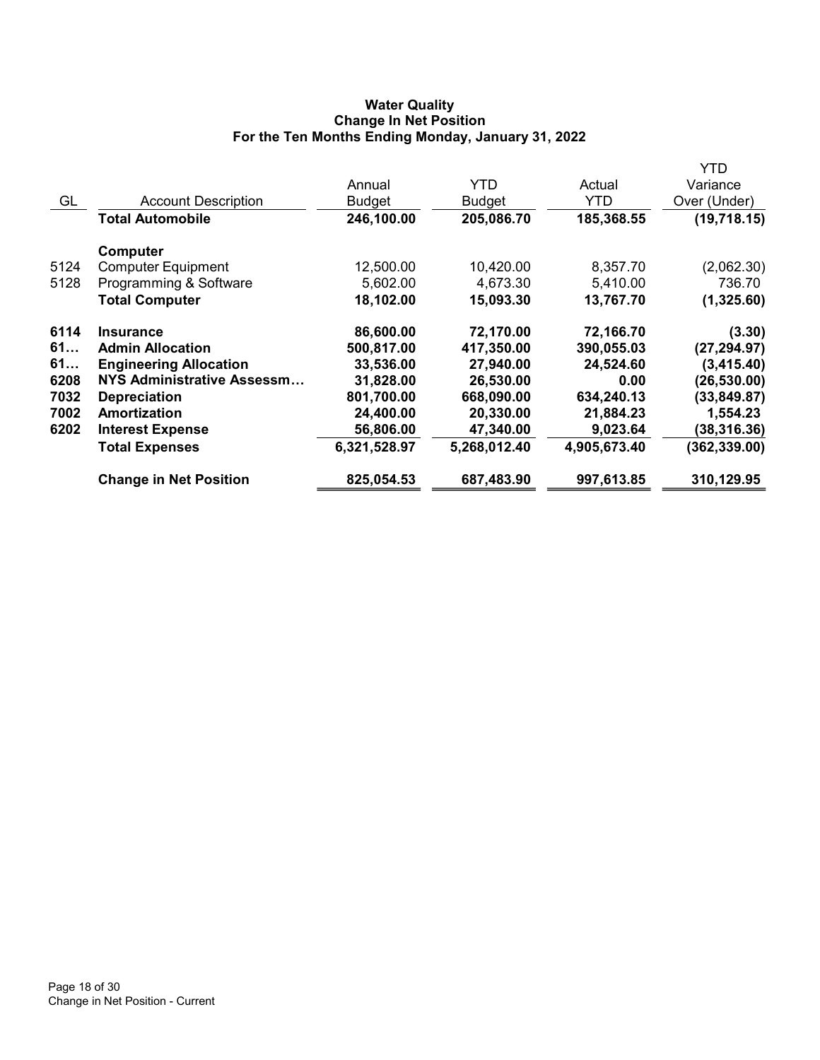**Water Quality**
**Change In Net Position**
**For the Ten Months Ending Monday, January 31, 2022**

| GL | Account Description | Annual Budget | YTD Budget | Actual YTD | YTD Variance Over (Under) |
|---|---|---|---|---|---|
| | **Total Automobile** | **246,100.00** | **205,086.70** | **185,368.55** | **(19,718.15)** |
| | **Computer** | | | | |
| 5124 | Computer Equipment | 12,500.00 | 10,420.00 | 8,357.70 | (2,062.30) |
| 5128 | Programming & Software | 5,602.00 | 4,673.30 | 5,410.00 | 736.70 |
| | **Total Computer** | **18,102.00** | **15,093.30** | **13,767.70** | **(1,325.60)** |
| **6114** | **Insurance** | **86,600.00** | **72,170.00** | **72,166.70** | **(3.30)** |
| **61…** | **Admin Allocation** | **500,817.00** | **417,350.00** | **390,055.03** | **(27,294.97)** |
| **61…** | **Engineering Allocation** | **33,536.00** | **27,940.00** | **24,524.60** | **(3,415.40)** |
| **6208** | **NYS Administrative Assessm…** | **31,828.00** | **26,530.00** | **0.00** | **(26,530.00)** |
| **7032** | **Depreciation** | **801,700.00** | **668,090.00** | **634,240.13** | **(33,849.87)** |
| **7002** | **Amortization** | **24,400.00** | **20,330.00** | **21,884.23** | **1,554.23** |
| **6202** | **Interest Expense** | **56,806.00** | **47,340.00** | **9,023.64** | **(38,316.36)** |
| | **Total Expenses** | **6,321,528.97** | **5,268,012.40** | **4,905,673.40** | **(362,339.00)** |
| | **Change in Net Position** | **825,054.53** | **687,483.90** | **997,613.85** | **310,129.95** |

Change in Net Position - Current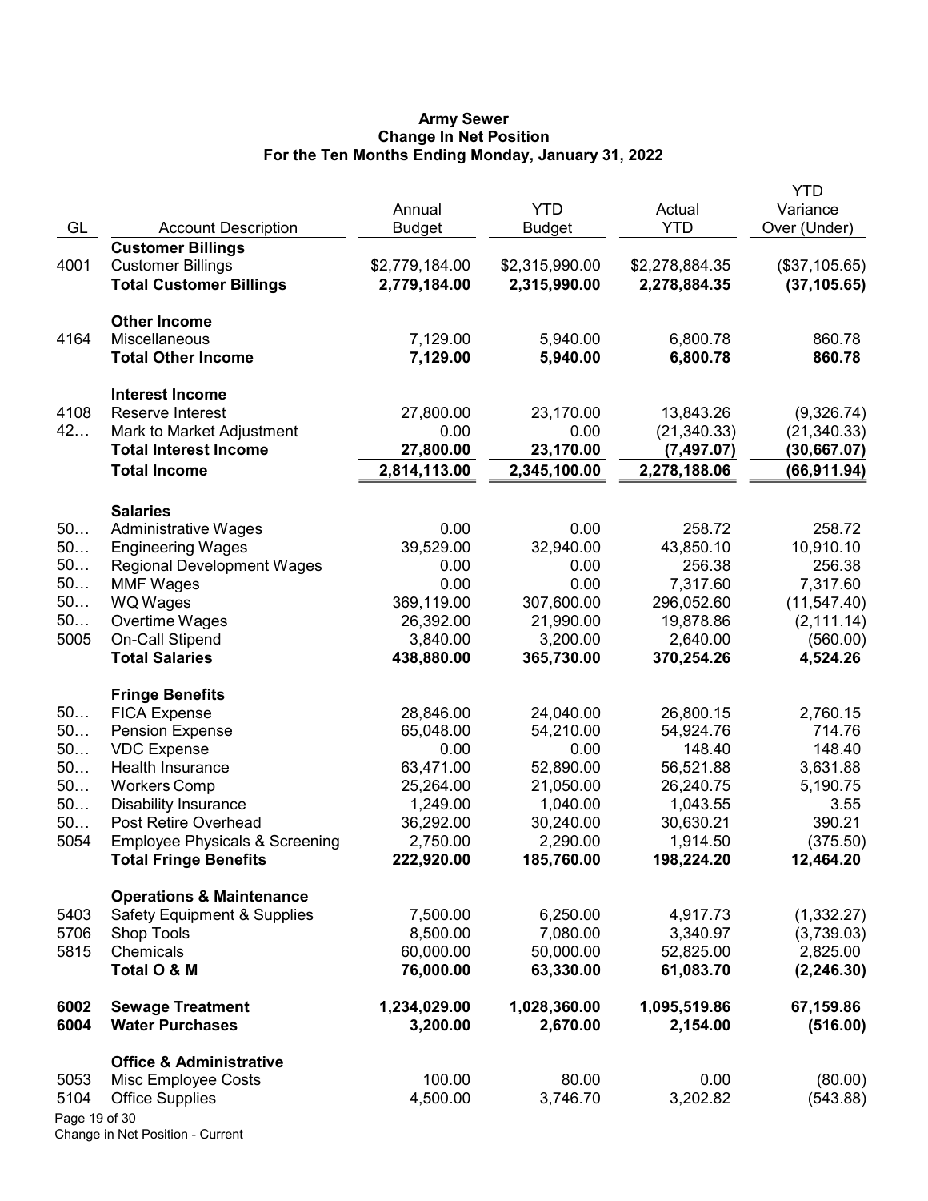# Army Sewer
## Change In Net Position
### For the Ten Months Ending Monday, January 31, 2022

| GL | Account Description | Annual Budget | YTD Budget | Actual YTD | YTD Variance Over (Under) |
|---|---|---|---|---|---|
| | **Customer Billings** | | | | |
| 4001 | Customer Billings | $2,779,184.00 | $2,315,990.00 | $2,278,884.35 | ($37,105.65) |
| | **Total Customer Billings** | **2,779,184.00** | **2,315,990.00** | **2,278,884.35** | **(37,105.65)** |
| | **Other Income** | | | | |
| 4164 | Miscellaneous | 7,129.00 | 5,940.00 | 6,800.78 | 860.78 |
| | **Total Other Income** | **7,129.00** | **5,940.00** | **6,800.78** | **860.78** |
| | **Interest Income** | | | | |
| 4108 | Reserve Interest | 27,800.00 | 23,170.00 | 13,843.26 | (9,326.74) |
| 42… | Mark to Market Adjustment | 0.00 | 0.00 | (21,340.33) | (21,340.33) |
| | **Total Interest Income** | **27,800.00** | **23,170.00** | **(7,497.07)** | **(30,667.07)** |
| | **Total Income** | **2,814,113.00** | **2,345,100.00** | **2,278,188.06** | **(66,911.94)** |
| | **Salaries** | | | | |
| 50… | Administrative Wages | 0.00 | 0.00 | 258.72 | 258.72 |
| 50… | Engineering Wages | 39,529.00 | 32,940.00 | 43,850.10 | 10,910.10 |
| 50… | Regional Development Wages | 0.00 | 0.00 | 256.38 | 256.38 |
| 50… | MMF Wages | 0.00 | 0.00 | 7,317.60 | 7,317.60 |
| 50… | WQ Wages | 369,119.00 | 307,600.00 | 296,052.60 | (11,547.40) |
| 50… | Overtime Wages | 26,392.00 | 21,990.00 | 19,878.86 | (2,111.14) |
| 5005 | On-Call Stipend | 3,840.00 | 3,200.00 | 2,640.00 | (560.00) |
| | **Total Salaries** | **438,880.00** | **365,730.00** | **370,254.26** | **4,524.26** |
| | **Fringe Benefits** | | | | |
| 50… | FICA Expense | 28,846.00 | 24,040.00 | 26,800.15 | 2,760.15 |
| 50… | Pension Expense | 65,048.00 | 54,210.00 | 54,924.76 | 714.76 |
| 50… | VDC Expense | 0.00 | 0.00 | 148.40 | 148.40 |
| 50… | Health Insurance | 63,471.00 | 52,890.00 | 56,521.88 | 3,631.88 |
| 50… | Workers Comp | 25,264.00 | 21,050.00 | 26,240.75 | 5,190.75 |
| 50… | Disability Insurance | 1,249.00 | 1,040.00 | 1,043.55 | 3.55 |
| 50… | Post Retire Overhead | 36,292.00 | 30,240.00 | 30,630.21 | 390.21 |
| 5054 | Employee Physicals & Screening | 2,750.00 | 2,290.00 | 1,914.50 | (375.50) |
| | **Total Fringe Benefits** | **222,920.00** | **185,760.00** | **198,224.20** | **12,464.20** |
| | **Operations & Maintenance** | | | | |
| 5403 | Safety Equipment & Supplies | 7,500.00 | 6,250.00 | 4,917.73 | (1,332.27) |
| 5706 | Shop Tools | 8,500.00 | 7,080.00 | 3,340.97 | (3,739.03) |
| 5815 | Chemicals | 60,000.00 | 50,000.00 | 52,825.00 | 2,825.00 |
| | **Total O & M** | **76,000.00** | **63,330.00** | **61,083.70** | **(2,246.30)** |
| **6002** | **Sewage Treatment** | **1,234,029.00** | **1,028,360.00** | **1,095,519.86** | **67,159.86** |
| **6004** | **Water Purchases** | **3,200.00** | **2,670.00** | **2,154.00** | **(516.00)** |
| | **Office & Administrative** | | | | |
| 5053 | Misc Employee Costs | 100.00 | 80.00 | 0.00 | (80.00) |
| 5104 | Office Supplies | 4,500.00 | 3,746.70 | 3,202.82 | (543.88) |

Change in Net Position - Current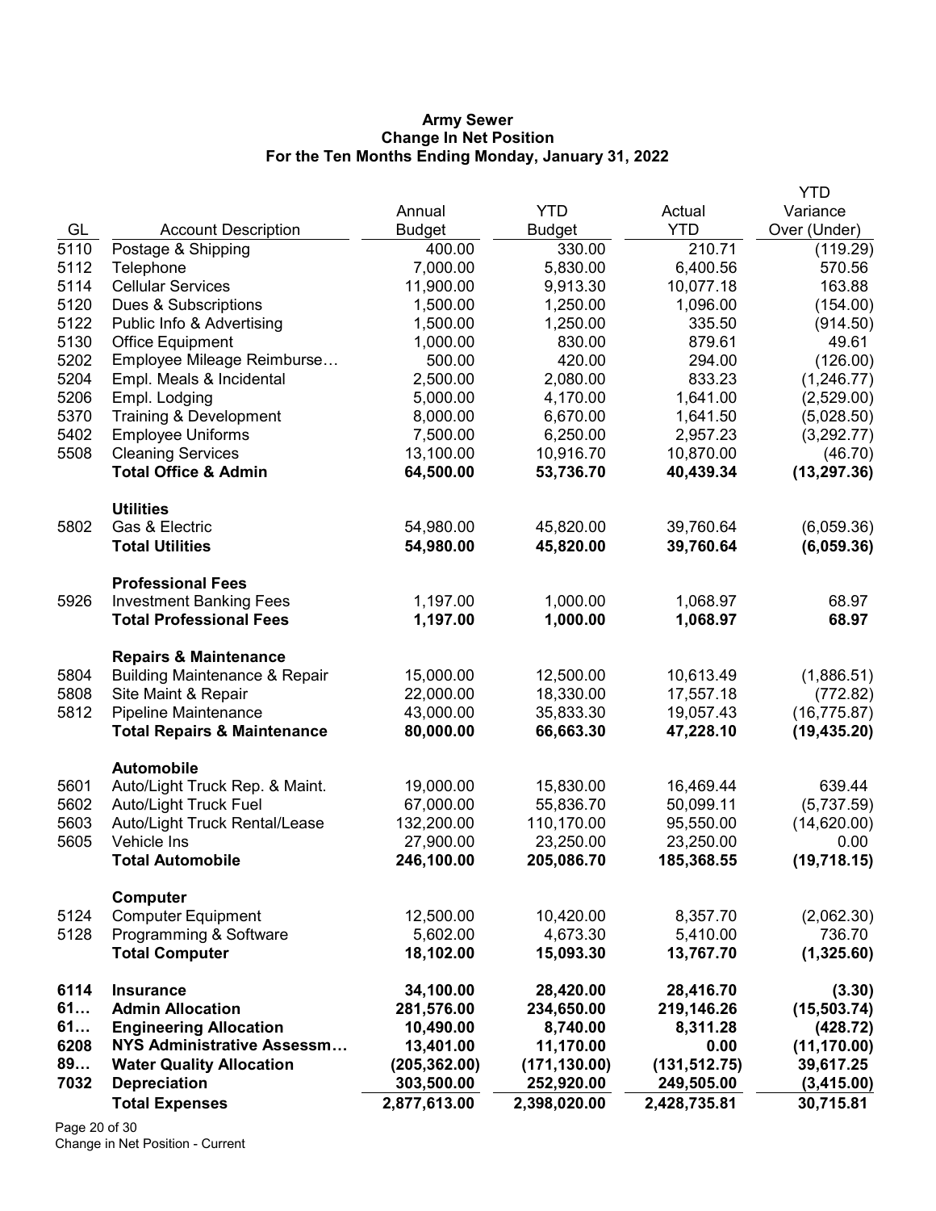# Army Sewer
## Change In Net Position
### For the Ten Months Ending Monday, January 31, 2022

| GL | Account Description | Annual Budget | YTD Budget | Actual YTD | YTD Variance Over (Under) |
|---|---|---|---|---|---|
| 5110 | Postage & Shipping | 400.00 | 330.00 | 210.71 | (119.29) |
| 5112 | Telephone | 7,000.00 | 5,830.00 | 6,400.56 | 570.56 |
| 5114 | Cellular Services | 11,900.00 | 9,913.30 | 10,077.18 | 163.88 |
| 5120 | Dues & Subscriptions | 1,500.00 | 1,250.00 | 1,096.00 | (154.00) |
| 5122 | Public Info & Advertising | 1,500.00 | 1,250.00 | 335.50 | (914.50) |
| 5130 | Office Equipment | 1,000.00 | 830.00 | 879.61 | 49.61 |
| 5202 | Employee Mileage Reimburse… | 500.00 | 420.00 | 294.00 | (126.00) |
| 5204 | Empl. Meals & Incidental | 2,500.00 | 2,080.00 | 833.23 | (1,246.77) |
| 5206 | Empl. Lodging | 5,000.00 | 4,170.00 | 1,641.00 | (2,529.00) |
| 5370 | Training & Development | 8,000.00 | 6,670.00 | 1,641.50 | (5,028.50) |
| 5402 | Employee Uniforms | 7,500.00 | 6,250.00 | 2,957.23 | (3,292.77) |
| 5508 | Cleaning Services | 13,100.00 | 10,916.70 | 10,870.00 | (46.70) |
| | **Total Office & Admin** | **64,500.00** | **53,736.70** | **40,439.34** | **(13,297.36)** |
| | **Utilities** | | | | |
| 5802 | Gas & Electric | 54,980.00 | 45,820.00 | 39,760.64 | (6,059.36) |
| | **Total Utilities** | **54,980.00** | **45,820.00** | **39,760.64** | **(6,059.36)** |
| | **Professional Fees** | | | | |
| 5926 | Investment Banking Fees | 1,197.00 | 1,000.00 | 1,068.97 | 68.97 |
| | **Total Professional Fees** | **1,197.00** | **1,000.00** | **1,068.97** | **68.97** |
| | **Repairs & Maintenance** | | | | |
| 5804 | Building Maintenance & Repair | 15,000.00 | 12,500.00 | 10,613.49 | (1,886.51) |
| 5808 | Site Maint & Repair | 22,000.00 | 18,330.00 | 17,557.18 | (772.82) |
| 5812 | Pipeline Maintenance | 43,000.00 | 35,833.30 | 19,057.43 | (16,775.87) |
| | **Total Repairs & Maintenance** | **80,000.00** | **66,663.30** | **47,228.10** | **(19,435.20)** |
| | **Automobile** | | | | |
| 5601 | Auto/Light Truck Rep. & Maint. | 19,000.00 | 15,830.00 | 16,469.44 | 639.44 |
| 5602 | Auto/Light Truck Fuel | 67,000.00 | 55,836.70 | 50,099.11 | (5,737.59) |
| 5603 | Auto/Light Truck Rental/Lease | 132,200.00 | 110,170.00 | 95,550.00 | (14,620.00) |
| 5605 | Vehicle Ins | 27,900.00 | 23,250.00 | 23,250.00 | 0.00 |
| | **Total Automobile** | **246,100.00** | **205,086.70** | **185,368.55** | **(19,718.15)** |
| | **Computer** | | | | |
| 5124 | Computer Equipment | 12,500.00 | 10,420.00 | 8,357.70 | (2,062.30) |
| 5128 | Programming & Software | 5,602.00 | 4,673.30 | 5,410.00 | 736.70 |
| | **Total Computer** | **18,102.00** | **15,093.30** | **13,767.70** | **(1,325.60)** |
| **6114** | **Insurance** | **34,100.00** | **28,420.00** | **28,416.70** | **(3.30)** |
| **61…** | **Admin Allocation** | **281,576.00** | **234,650.00** | **219,146.26** | **(15,503.74)** |
| **61…** | **Engineering Allocation** | **10,490.00** | **8,740.00** | **8,311.28** | **(428.72)** |
| **6208** | **NYS Administrative Assessm…** | **13,401.00** | **11,170.00** | **0.00** | **(11,170.00)** |
| **89…** | **Water Quality Allocation** | **(205,362.00)** | **(171,130.00)** | **(131,512.75)** | **39,617.25** |
| **7032** | **Depreciation** | **303,500.00** | **252,920.00** | **249,505.00** | **(3,415.00)** |
| | **Total Expenses** | **2,877,613.00** | **2,398,020.00** | **2,428,735.81** | **30,715.81** |

Change in Net Position - Current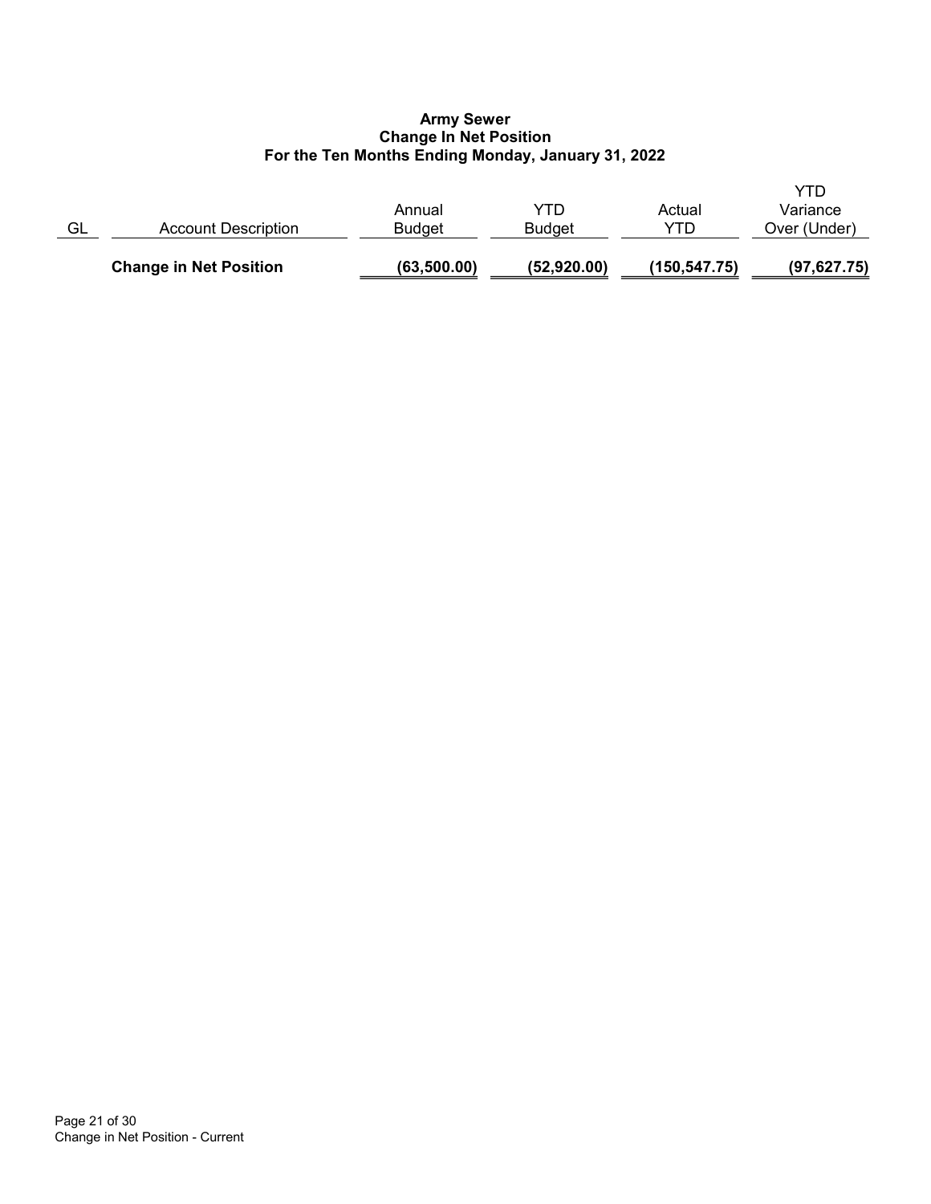**Army Sewer**
**Change In Net Position**
**For the Ten Months Ending Monday, January 31, 2022**

| GL | Account Description | Annual Budget | YTD Budget | Actual YTD | YTD Variance Over (Under) |
|---|---|---|---|---|---|
| | **Change in Net Position** | **(63,500.00)** | **(52,920.00)** | **(150,547.75)** | **(97,627.75)** |

Change in Net Position - Current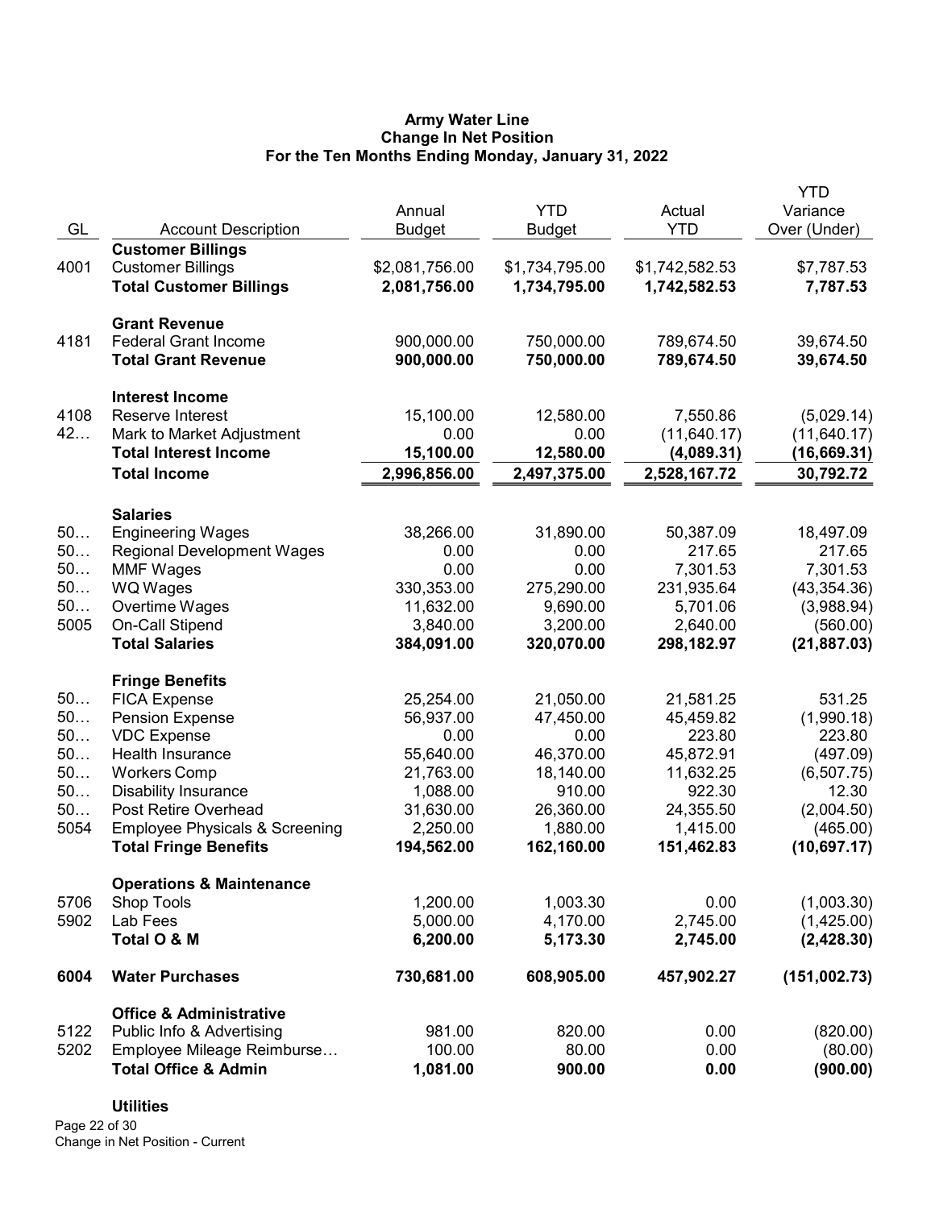# Army Water Line
## Change In Net Position
### For the Ten Months Ending Monday, January 31, 2022

| GL | Account Description | Annual Budget | YTD Budget | Actual YTD | YTD Variance Over (Under) |
|---|---|---|---|---|---|
| | **Customer Billings** | | | | |
| 4001 | Customer Billings | $2,081,756.00 | $1,734,795.00 | $1,742,582.53 | $7,787.53 |
| | **Total Customer Billings** | **2,081,756.00** | **1,734,795.00** | **1,742,582.53** | **7,787.53** |
| | **Grant Revenue** | | | | |
| 4181 | Federal Grant Income | 900,000.00 | 750,000.00 | 789,674.50 | 39,674.50 |
| | **Total Grant Revenue** | **900,000.00** | **750,000.00** | **789,674.50** | **39,674.50** |
| | **Interest Income** | | | | |
| 4108 | Reserve Interest | 15,100.00 | 12,580.00 | 7,550.86 | (5,029.14) |
| 42… | Mark to Market Adjustment | 0.00 | 0.00 | (11,640.17) | (11,640.17) |
| | **Total Interest Income** | **15,100.00** | **12,580.00** | **(4,089.31)** | **(16,669.31)** |
| | **Total Income** | **2,996,856.00** | **2,497,375.00** | **2,528,167.72** | **30,792.72** |
| | **Salaries** | | | | |
| 50… | Engineering Wages | 38,266.00 | 31,890.00 | 50,387.09 | 18,497.09 |
| 50… | Regional Development Wages | 0.00 | 0.00 | 217.65 | 217.65 |
| 50… | MMF Wages | 0.00 | 0.00 | 7,301.53 | 7,301.53 |
| 50… | WQ Wages | 330,353.00 | 275,290.00 | 231,935.64 | (43,354.36) |
| 50… | Overtime Wages | 11,632.00 | 9,690.00 | 5,701.06 | (3,988.94) |
| 5005 | On-Call Stipend | 3,840.00 | 3,200.00 | 2,640.00 | (560.00) |
| | **Total Salaries** | **384,091.00** | **320,070.00** | **298,182.97** | **(21,887.03)** |
| | **Fringe Benefits** | | | | |
| 50… | FICA Expense | 25,254.00 | 21,050.00 | 21,581.25 | 531.25 |
| 50… | Pension Expense | 56,937.00 | 47,450.00 | 45,459.82 | (1,990.18) |
| 50… | VDC Expense | 0.00 | 0.00 | 223.80 | 223.80 |
| 50… | Health Insurance | 55,640.00 | 46,370.00 | 45,872.91 | (497.09) |
| 50… | Workers Comp | 21,763.00 | 18,140.00 | 11,632.25 | (6,507.75) |
| 50… | Disability Insurance | 1,088.00 | 910.00 | 922.30 | 12.30 |
| 50… | Post Retire Overhead | 31,630.00 | 26,360.00 | 24,355.50 | (2,004.50) |
| 5054 | Employee Physicals & Screening | 2,250.00 | 1,880.00 | 1,415.00 | (465.00) |
| | **Total Fringe Benefits** | **194,562.00** | **162,160.00** | **151,462.83** | **(10,697.17)** |
| | **Operations & Maintenance** | | | | |
| 5706 | Shop Tools | 1,200.00 | 1,003.30 | 0.00 | (1,003.30) |
| 5902 | Lab Fees | 5,000.00 | 4,170.00 | 2,745.00 | (1,425.00) |
| | **Total O & M** | **6,200.00** | **5,173.30** | **2,745.00** | **(2,428.30)** |
| **6004** | **Water Purchases** | **730,681.00** | **608,905.00** | **457,902.27** | **(151,002.73)** |
| | **Office & Administrative** | | | | |
| 5122 | Public Info & Advertising | 981.00 | 820.00 | 0.00 | (820.00) |
| 5202 | Employee Mileage Reimburse… | 100.00 | 80.00 | 0.00 | (80.00) |
| | **Total Office & Admin** | **1,081.00** | **900.00** | **0.00** | **(900.00)** |
| | **Utilities** | | | | |

Change in Net Position - Current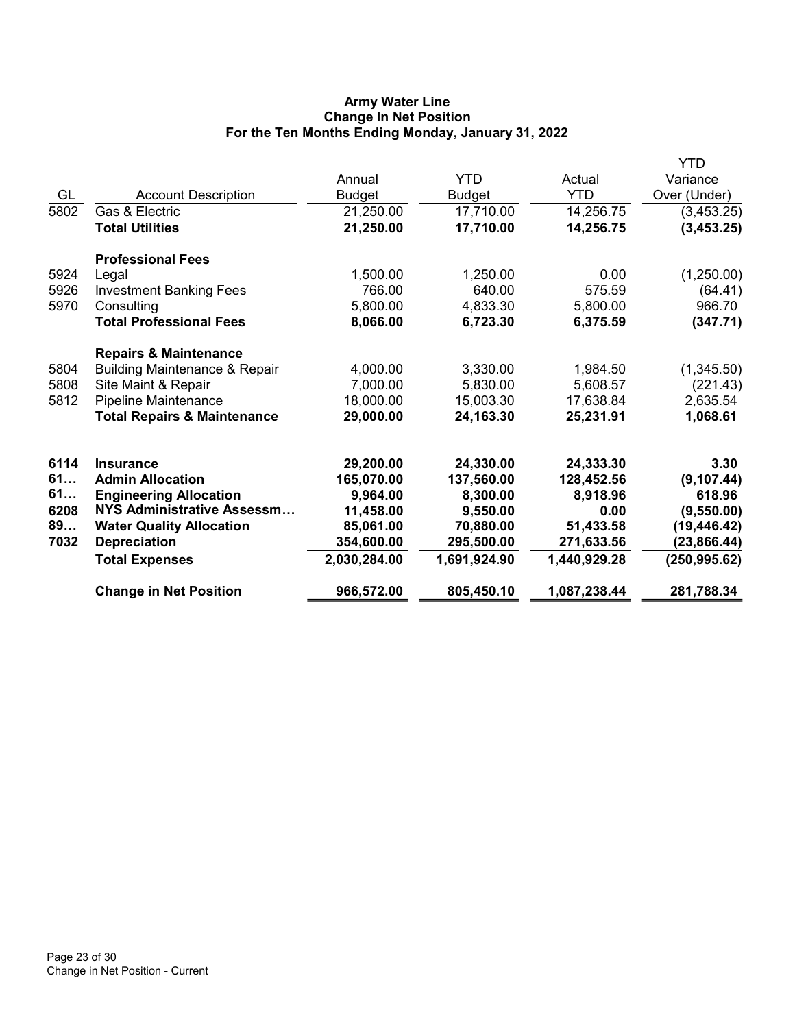# Army Water Line
## Change In Net Position
### For the Ten Months Ending Monday, January 31, 2022

| GL | Account Description | Annual Budget | YTD Budget | Actual YTD | YTD Variance Over (Under) |
|---|---|---|---|---|---|
| 5802 | Gas & Electric | 21,250.00 | 17,710.00 | 14,256.75 | (3,453.25) |
| | **Total Utilities** | **21,250.00** | **17,710.00** | **14,256.75** | **(3,453.25)** |
| | **Professional Fees** | | | | |
| 5924 | Legal | 1,500.00 | 1,250.00 | 0.00 | (1,250.00) |
| 5926 | Investment Banking Fees | 766.00 | 640.00 | 575.59 | (64.41) |
| 5970 | Consulting | 5,800.00 | 4,833.30 | 5,800.00 | 966.70 |
| | **Total Professional Fees** | **8,066.00** | **6,723.30** | **6,375.59** | **(347.71)** |
| | **Repairs & Maintenance** | | | | |
| 5804 | Building Maintenance & Repair | 4,000.00 | 3,330.00 | 1,984.50 | (1,345.50) |
| 5808 | Site Maint & Repair | 7,000.00 | 5,830.00 | 5,608.57 | (221.43) |
| 5812 | Pipeline Maintenance | 18,000.00 | 15,003.30 | 17,638.84 | 2,635.54 |
| | **Total Repairs & Maintenance** | **29,000.00** | **24,163.30** | **25,231.91** | **1,068.61** |
| **6114** | **Insurance** | **29,200.00** | **24,330.00** | **24,333.30** | **3.30** |
| **61…** | **Admin Allocation** | **165,070.00** | **137,560.00** | **128,452.56** | **(9,107.44)** |
| **61…** | **Engineering Allocation** | **9,964.00** | **8,300.00** | **8,918.96** | **618.96** |
| **6208** | **NYS Administrative Assessm…** | **11,458.00** | **9,550.00** | **0.00** | **(9,550.00)** |
| **89…** | **Water Quality Allocation** | **85,061.00** | **70,880.00** | **51,433.58** | **(19,446.42)** |
| **7032** | **Depreciation** | **354,600.00** | **295,500.00** | **271,633.56** | **(23,866.44)** |
| | **Total Expenses** | **2,030,284.00** | **1,691,924.90** | **1,440,929.28** | **(250,995.62)** |
| | **Change in Net Position** | **966,572.00** | **805,450.10** | **1,087,238.44** | **281,788.34** |

Change in Net Position - Current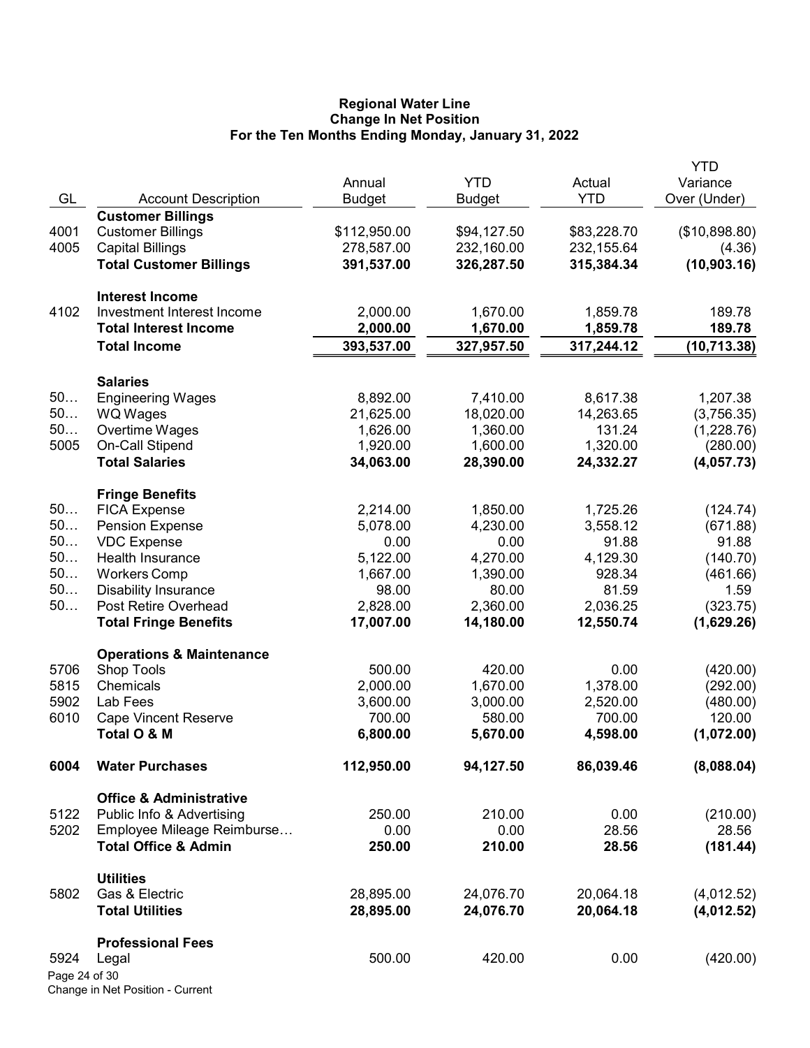**Regional Water Line**
**Change In Net Position**
**For the Ten Months Ending Monday, January 31, 2022**

| GL | Account Description | Annual Budget | YTD Budget | Actual YTD | YTD Variance Over (Under) |
|---|---|---|---|---|---|
| | **Customer Billings** | | | | |
| 4001 | Customer Billings | $112,950.00 | $94,127.50 | $83,228.70 | ($10,898.80) |
| 4005 | Capital Billings | 278,587.00 | 232,160.00 | 232,155.64 | (4.36) |
| | **Total Customer Billings** | **391,537.00** | **326,287.50** | **315,384.34** | **(10,903.16)** |
| | **Interest Income** | | | | |
| 4102 | Investment Interest Income | 2,000.00 | 1,670.00 | 1,859.78 | 189.78 |
| | **Total Interest Income** | **2,000.00** | **1,670.00** | **1,859.78** | **189.78** |
| | **Total Income** | **393,537.00** | **327,957.50** | **317,244.12** | **(10,713.38)** |
| | **Salaries** | | | | |
| 50… | Engineering Wages | 8,892.00 | 7,410.00 | 8,617.38 | 1,207.38 |
| 50… | WQ Wages | 21,625.00 | 18,020.00 | 14,263.65 | (3,756.35) |
| 50… | Overtime Wages | 1,626.00 | 1,360.00 | 131.24 | (1,228.76) |
| 5005 | On-Call Stipend | 1,920.00 | 1,600.00 | 1,320.00 | (280.00) |
| | **Total Salaries** | **34,063.00** | **28,390.00** | **24,332.27** | **(4,057.73)** |
| | **Fringe Benefits** | | | | |
| 50… | FICA Expense | 2,214.00 | 1,850.00 | 1,725.26 | (124.74) |
| 50… | Pension Expense | 5,078.00 | 4,230.00 | 3,558.12 | (671.88) |
| 50… | VDC Expense | 0.00 | 0.00 | 91.88 | 91.88 |
| 50… | Health Insurance | 5,122.00 | 4,270.00 | 4,129.30 | (140.70) |
| 50… | Workers Comp | 1,667.00 | 1,390.00 | 928.34 | (461.66) |
| 50… | Disability Insurance | 98.00 | 80.00 | 81.59 | 1.59 |
| 50… | Post Retire Overhead | 2,828.00 | 2,360.00 | 2,036.25 | (323.75) |
| | **Total Fringe Benefits** | **17,007.00** | **14,180.00** | **12,550.74** | **(1,629.26)** |
| | **Operations & Maintenance** | | | | |
| 5706 | Shop Tools | 500.00 | 420.00 | 0.00 | (420.00) |
| 5815 | Chemicals | 2,000.00 | 1,670.00 | 1,378.00 | (292.00) |
| 5902 | Lab Fees | 3,600.00 | 3,000.00 | 2,520.00 | (480.00) |
| 6010 | Cape Vincent Reserve | 700.00 | 580.00 | 700.00 | 120.00 |
| | **Total O & M** | **6,800.00** | **5,670.00** | **4,598.00** | **(1,072.00)** |
| **6004** | **Water Purchases** | **112,950.00** | **94,127.50** | **86,039.46** | **(8,088.04)** |
| | **Office & Administrative** | | | | |
| 5122 | Public Info & Advertising | 250.00 | 210.00 | 0.00 | (210.00) |
| 5202 | Employee Mileage Reimburse… | 0.00 | 0.00 | 28.56 | 28.56 |
| | **Total Office & Admin** | **250.00** | **210.00** | **28.56** | **(181.44)** |
| | **Utilities** | | | | |
| 5802 | Gas & Electric | 28,895.00 | 24,076.70 | 20,064.18 | (4,012.52) |
| | **Total Utilities** | **28,895.00** | **24,076.70** | **20,064.18** | **(4,012.52)** |
| | **Professional Fees** | | | | |
| 5924 | Legal | 500.00 | 420.00 | 0.00 | (420.00) |

Change in Net Position - Current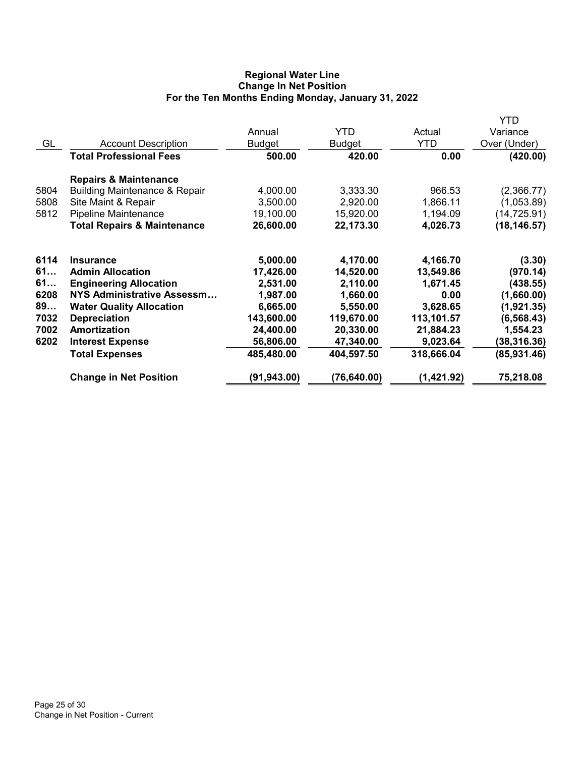**Regional Water Line**
**Change In Net Position**
**For the Ten Months Ending Monday, January 31, 2022**

| GL | Account Description | Annual Budget | YTD Budget | Actual YTD | YTD Variance Over (Under) |
|---|---|---|---|---|---|
| | **Total Professional Fees** | **500.00** | **420.00** | **0.00** | **(420.00)** |
| | **Repairs & Maintenance** | | | | |
| 5804 | Building Maintenance & Repair | 4,000.00 | 3,333.30 | 966.53 | (2,366.77) |
| 5808 | Site Maint & Repair | 3,500.00 | 2,920.00 | 1,866.11 | (1,053.89) |
| 5812 | Pipeline Maintenance | 19,100.00 | 15,920.00 | 1,194.09 | (14,725.91) |
| | **Total Repairs & Maintenance** | **26,600.00** | **22,173.30** | **4,026.73** | **(18,146.57)** |
| **6114** | **Insurance** | **5,000.00** | **4,170.00** | **4,166.70** | **(3.30)** |
| **61…** | **Admin Allocation** | **17,426.00** | **14,520.00** | **13,549.86** | **(970.14)** |
| **61…** | **Engineering Allocation** | **2,531.00** | **2,110.00** | **1,671.45** | **(438.55)** |
| **6208** | **NYS Administrative Assessm…** | **1,987.00** | **1,660.00** | **0.00** | **(1,660.00)** |
| **89…** | **Water Quality Allocation** | **6,665.00** | **5,550.00** | **3,628.65** | **(1,921.35)** |
| **7032** | **Depreciation** | **143,600.00** | **119,670.00** | **113,101.57** | **(6,568.43)** |
| **7002** | **Amortization** | **24,400.00** | **20,330.00** | **21,884.23** | **1,554.23** |
| **6202** | **Interest Expense** | **56,806.00** | **47,340.00** | **9,023.64** | **(38,316.36)** |
| | **Total Expenses** | **485,480.00** | **404,597.50** | **318,666.04** | **(85,931.46)** |
| | **Change in Net Position** | **(91,943.00)** | **(76,640.00)** | **(1,421.92)** | **75,218.08** |

Change in Net Position - Current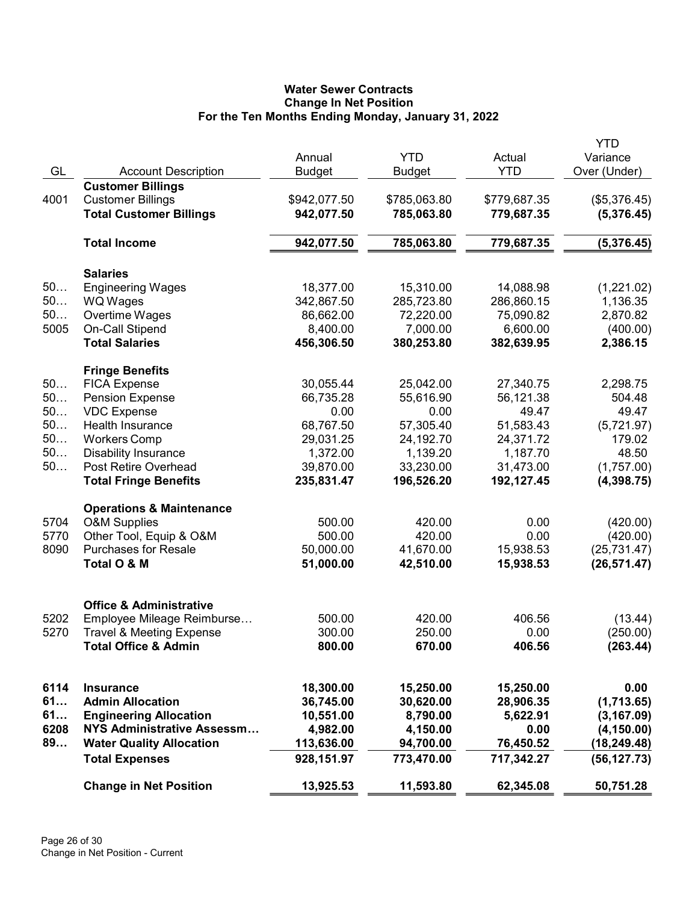## Water Sewer Contracts
## Change In Net Position
## For the Ten Months Ending Monday, January 31, 2022

| GL | Account Description | Annual Budget | YTD Budget | Actual YTD | YTD Variance Over (Under) |
|---|---|---|---|---|---|
| | **Customer Billings** | | | | |
| 4001 | Customer Billings | $942,077.50 | $785,063.80 | $779,687.35 | ($5,376.45) |
| | **Total Customer Billings** | **942,077.50** | **785,063.80** | **779,687.35** | **(5,376.45)** |
| | **Total Income** | **942,077.50** | **785,063.80** | **779,687.35** | **(5,376.45)** |
| | **Salaries** | | | | |
| 50… | Engineering Wages | 18,377.00 | 15,310.00 | 14,088.98 | (1,221.02) |
| 50… | WQ Wages | 342,867.50 | 285,723.80 | 286,860.15 | 1,136.35 |
| 50… | Overtime Wages | 86,662.00 | 72,220.00 | 75,090.82 | 2,870.82 |
| 5005 | On-Call Stipend | 8,400.00 | 7,000.00 | 6,600.00 | (400.00) |
| | **Total Salaries** | **456,306.50** | **380,253.80** | **382,639.95** | **2,386.15** |
| | **Fringe Benefits** | | | | |
| 50… | FICA Expense | 30,055.44 | 25,042.00 | 27,340.75 | 2,298.75 |
| 50… | Pension Expense | 66,735.28 | 55,616.90 | 56,121.38 | 504.48 |
| 50… | VDC Expense | 0.00 | 0.00 | 49.47 | 49.47 |
| 50… | Health Insurance | 68,767.50 | 57,305.40 | 51,583.43 | (5,721.97) |
| 50… | Workers Comp | 29,031.25 | 24,192.70 | 24,371.72 | 179.02 |
| 50… | Disability Insurance | 1,372.00 | 1,139.20 | 1,187.70 | 48.50 |
| 50… | Post Retire Overhead | 39,870.00 | 33,230.00 | 31,473.00 | (1,757.00) |
| | **Total Fringe Benefits** | **235,831.47** | **196,526.20** | **192,127.45** | **(4,398.75)** |
| | **Operations & Maintenance** | | | | |
| 5704 | O&M Supplies | 500.00 | 420.00 | 0.00 | (420.00) |
| 5770 | Other Tool, Equip & O&M | 500.00 | 420.00 | 0.00 | (420.00) |
| 8090 | Purchases for Resale | 50,000.00 | 41,670.00 | 15,938.53 | (25,731.47) |
| | **Total O & M** | **51,000.00** | **42,510.00** | **15,938.53** | **(26,571.47)** |
| | **Office & Administrative** | | | | |
| 5202 | Employee Mileage Reimburse… | 500.00 | 420.00 | 406.56 | (13.44) |
| 5270 | Travel & Meeting Expense | 300.00 | 250.00 | 0.00 | (250.00) |
| | **Total Office & Admin** | **800.00** | **670.00** | **406.56** | **(263.44)** |
| **6114** | **Insurance** | **18,300.00** | **15,250.00** | **15,250.00** | **0.00** |
| **61…** | **Admin Allocation** | **36,745.00** | **30,620.00** | **28,906.35** | **(1,713.65)** |
| **61…** | **Engineering Allocation** | **10,551.00** | **8,790.00** | **5,622.91** | **(3,167.09)** |
| **6208** | **NYS Administrative Assessm…** | **4,982.00** | **4,150.00** | **0.00** | **(4,150.00)** |
| **89…** | **Water Quality Allocation** | **113,636.00** | **94,700.00** | **76,450.52** | **(18,249.48)** |
| | **Total Expenses** | **928,151.97** | **773,470.00** | **717,342.27** | **(56,127.73)** |
| | **Change in Net Position** | **13,925.53** | **11,593.80** | **62,345.08** | **50,751.28** |

Change in Net Position - Current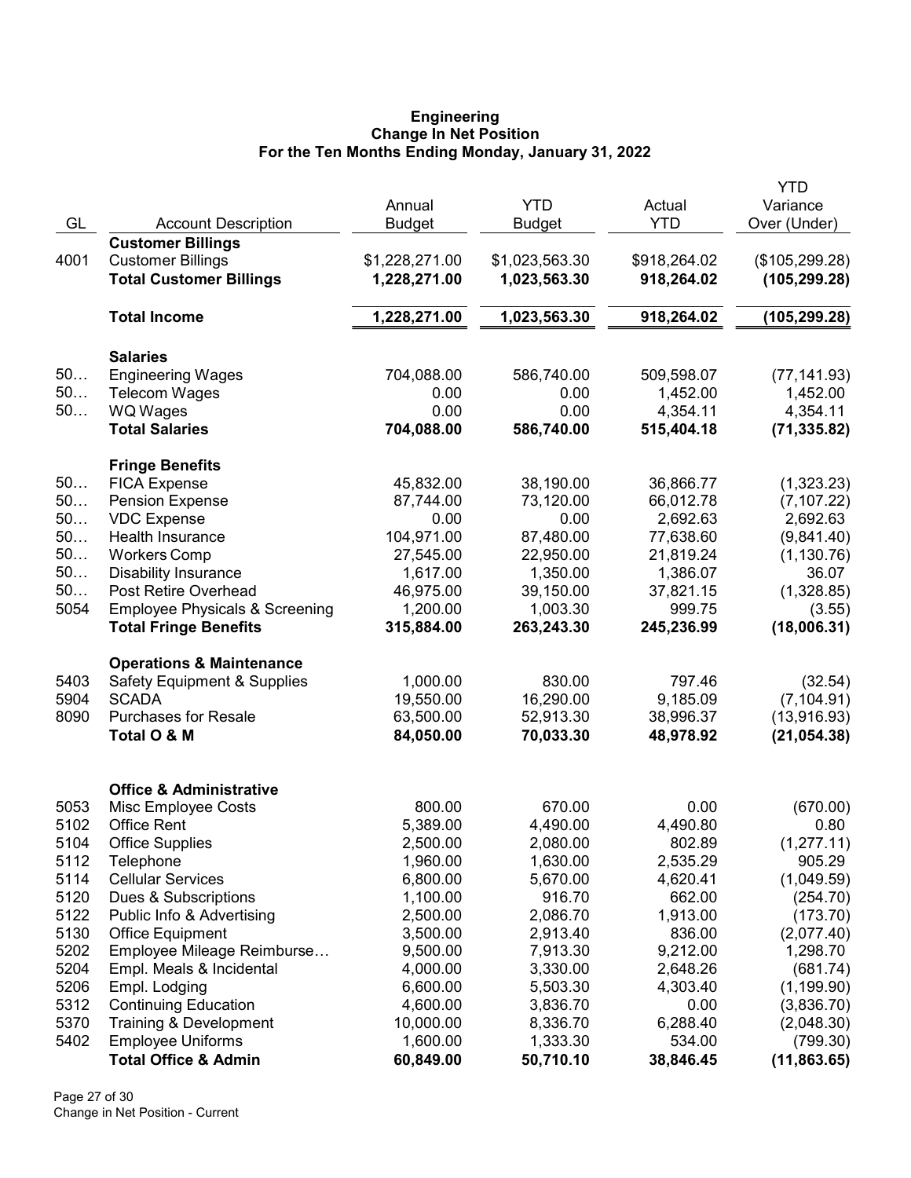# Engineering
## Change In Net Position
### For the Ten Months Ending Monday, January 31, 2022

| GL | Account Description | Annual Budget | YTD Budget | Actual YTD | YTD Variance Over (Under) |
|---|---|---|---|---|---|
| | **Customer Billings** | | | | |
| 4001 | Customer Billings | $1,228,271.00 | $1,023,563.30 | $918,264.02 | ($105,299.28) |
| | **Total Customer Billings** | **1,228,271.00** | **1,023,563.30** | **918,264.02** | **(105,299.28)** |
| | **Total Income** | **1,228,271.00** | **1,023,563.30** | **918,264.02** | **(105,299.28)** |
| | **Salaries** | | | | |
| 50… | Engineering Wages | 704,088.00 | 586,740.00 | 509,598.07 | (77,141.93) |
| 50… | Telecom Wages | 0.00 | 0.00 | 1,452.00 | 1,452.00 |
| 50… | WQ Wages | 0.00 | 0.00 | 4,354.11 | 4,354.11 |
| | **Total Salaries** | **704,088.00** | **586,740.00** | **515,404.18** | **(71,335.82)** |
| | **Fringe Benefits** | | | | |
| 50… | FICA Expense | 45,832.00 | 38,190.00 | 36,866.77 | (1,323.23) |
| 50… | Pension Expense | 87,744.00 | 73,120.00 | 66,012.78 | (7,107.22) |
| 50… | VDC Expense | 0.00 | 0.00 | 2,692.63 | 2,692.63 |
| 50… | Health Insurance | 104,971.00 | 87,480.00 | 77,638.60 | (9,841.40) |
| 50… | Workers Comp | 27,545.00 | 22,950.00 | 21,819.24 | (1,130.76) |
| 50… | Disability Insurance | 1,617.00 | 1,350.00 | 1,386.07 | 36.07 |
| 50… | Post Retire Overhead | 46,975.00 | 39,150.00 | 37,821.15 | (1,328.85) |
| 5054 | Employee Physicals & Screening | 1,200.00 | 1,003.30 | 999.75 | (3.55) |
| | **Total Fringe Benefits** | **315,884.00** | **263,243.30** | **245,236.99** | **(18,006.31)** |
| | **Operations & Maintenance** | | | | |
| 5403 | Safety Equipment & Supplies | 1,000.00 | 830.00 | 797.46 | (32.54) |
| 5904 | SCADA | 19,550.00 | 16,290.00 | 9,185.09 | (7,104.91) |
| 8090 | Purchases for Resale | 63,500.00 | 52,913.30 | 38,996.37 | (13,916.93) |
| | **Total O & M** | **84,050.00** | **70,033.30** | **48,978.92** | **(21,054.38)** |
| | **Office & Administrative** | | | | |
| 5053 | Misc Employee Costs | 800.00 | 670.00 | 0.00 | (670.00) |
| 5102 | Office Rent | 5,389.00 | 4,490.00 | 4,490.80 | 0.80 |
| 5104 | Office Supplies | 2,500.00 | 2,080.00 | 802.89 | (1,277.11) |
| 5112 | Telephone | 1,960.00 | 1,630.00 | 2,535.29 | 905.29 |
| 5114 | Cellular Services | 6,800.00 | 5,670.00 | 4,620.41 | (1,049.59) |
| 5120 | Dues & Subscriptions | 1,100.00 | 916.70 | 662.00 | (254.70) |
| 5122 | Public Info & Advertising | 2,500.00 | 2,086.70 | 1,913.00 | (173.70) |
| 5130 | Office Equipment | 3,500.00 | 2,913.40 | 836.00 | (2,077.40) |
| 5202 | Employee Mileage Reimburse… | 9,500.00 | 7,913.30 | 9,212.00 | 1,298.70 |
| 5204 | Empl. Meals & Incidental | 4,000.00 | 3,330.00 | 2,648.26 | (681.74) |
| 5206 | Empl. Lodging | 6,600.00 | 5,503.30 | 4,303.40 | (1,199.90) |
| 5312 | Continuing Education | 4,600.00 | 3,836.70 | 0.00 | (3,836.70) |
| 5370 | Training & Development | 10,000.00 | 8,336.70 | 6,288.40 | (2,048.30) |
| 5402 | Employee Uniforms | 1,600.00 | 1,333.30 | 534.00 | (799.30) |
| | **Total Office & Admin** | **60,849.00** | **50,710.10** | **38,846.45** | **(11,863.65)** |

Change in Net Position - Current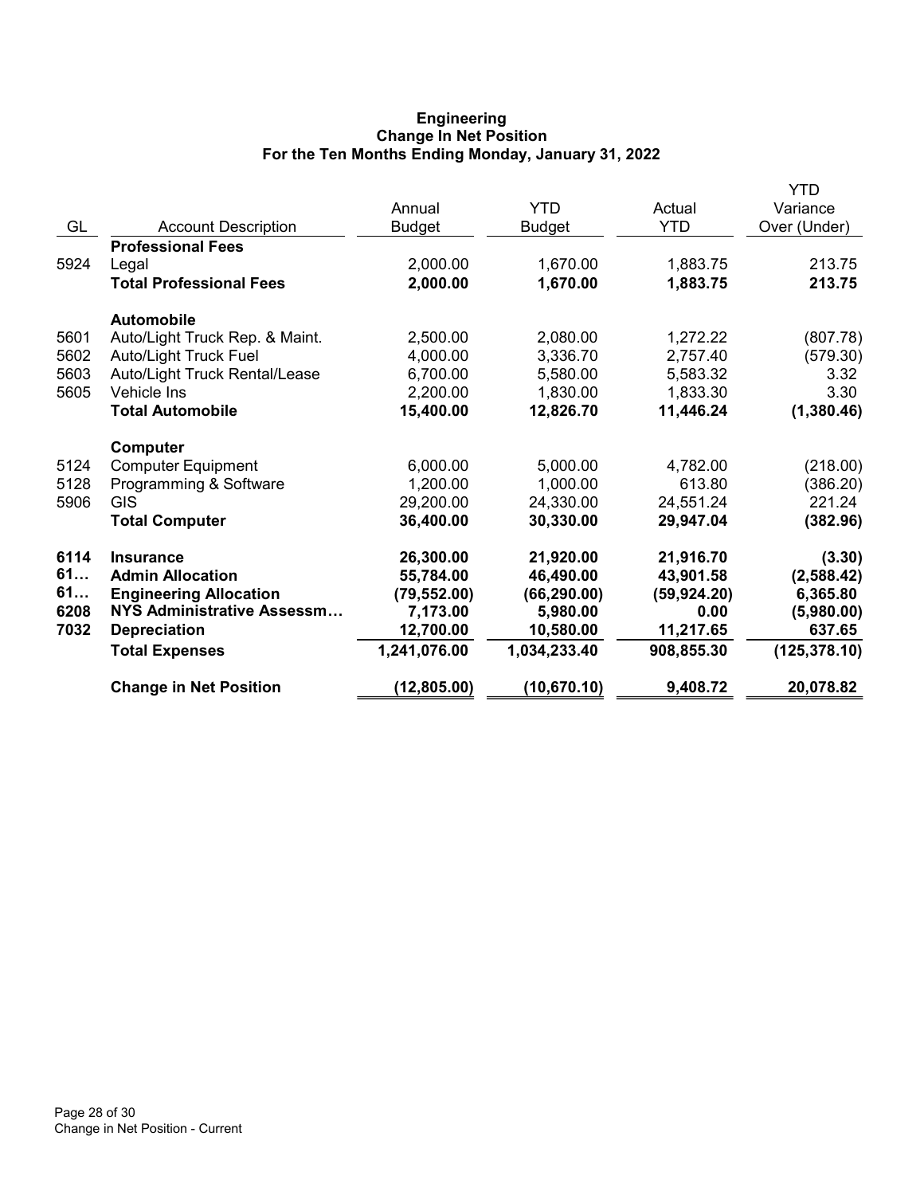# Engineering
## Change In Net Position
### For the Ten Months Ending Monday, January 31, 2022

| GL | Account Description | Annual Budget | YTD Budget | Actual YTD | YTD Variance Over (Under) |
|---|---|---|---|---|---|
| | **Professional Fees** | | | | |
| 5924 | Legal | 2,000.00 | 1,670.00 | 1,883.75 | 213.75 |
| | **Total Professional Fees** | **2,000.00** | **1,670.00** | **1,883.75** | **213.75** |
| | **Automobile** | | | | |
| 5601 | Auto/Light Truck Rep. & Maint. | 2,500.00 | 2,080.00 | 1,272.22 | (807.78) |
| 5602 | Auto/Light Truck Fuel | 4,000.00 | 3,336.70 | 2,757.40 | (579.30) |
| 5603 | Auto/Light Truck Rental/Lease | 6,700.00 | 5,580.00 | 5,583.32 | 3.32 |
| 5605 | Vehicle Ins | 2,200.00 | 1,830.00 | 1,833.30 | 3.30 |
| | **Total Automobile** | **15,400.00** | **12,826.70** | **11,446.24** | **(1,380.46)** |
| | **Computer** | | | | |
| 5124 | Computer Equipment | 6,000.00 | 5,000.00 | 4,782.00 | (218.00) |
| 5128 | Programming & Software | 1,200.00 | 1,000.00 | 613.80 | (386.20) |
| 5906 | GIS | 29,200.00 | 24,330.00 | 24,551.24 | 221.24 |
| | **Total Computer** | **36,400.00** | **30,330.00** | **29,947.04** | **(382.96)** |
| **6114** | **Insurance** | **26,300.00** | **21,920.00** | **21,916.70** | **(3.30)** |
| **61…** | **Admin Allocation** | **55,784.00** | **46,490.00** | **43,901.58** | **(2,588.42)** |
| **61…** | **Engineering Allocation** | **(79,552.00)** | **(66,290.00)** | **(59,924.20)** | **6,365.80** |
| **6208** | **NYS Administrative Assessm…** | **7,173.00** | **5,980.00** | **0.00** | **(5,980.00)** |
| **7032** | **Depreciation** | **12,700.00** | **10,580.00** | **11,217.65** | **637.65** |
| | **Total Expenses** | **1,241,076.00** | **1,034,233.40** | **908,855.30** | **(125,378.10)** |
| | **Change in Net Position** | **(12,805.00)** | **(10,670.10)** | **9,408.72** | **20,078.82** |

Change in Net Position - Current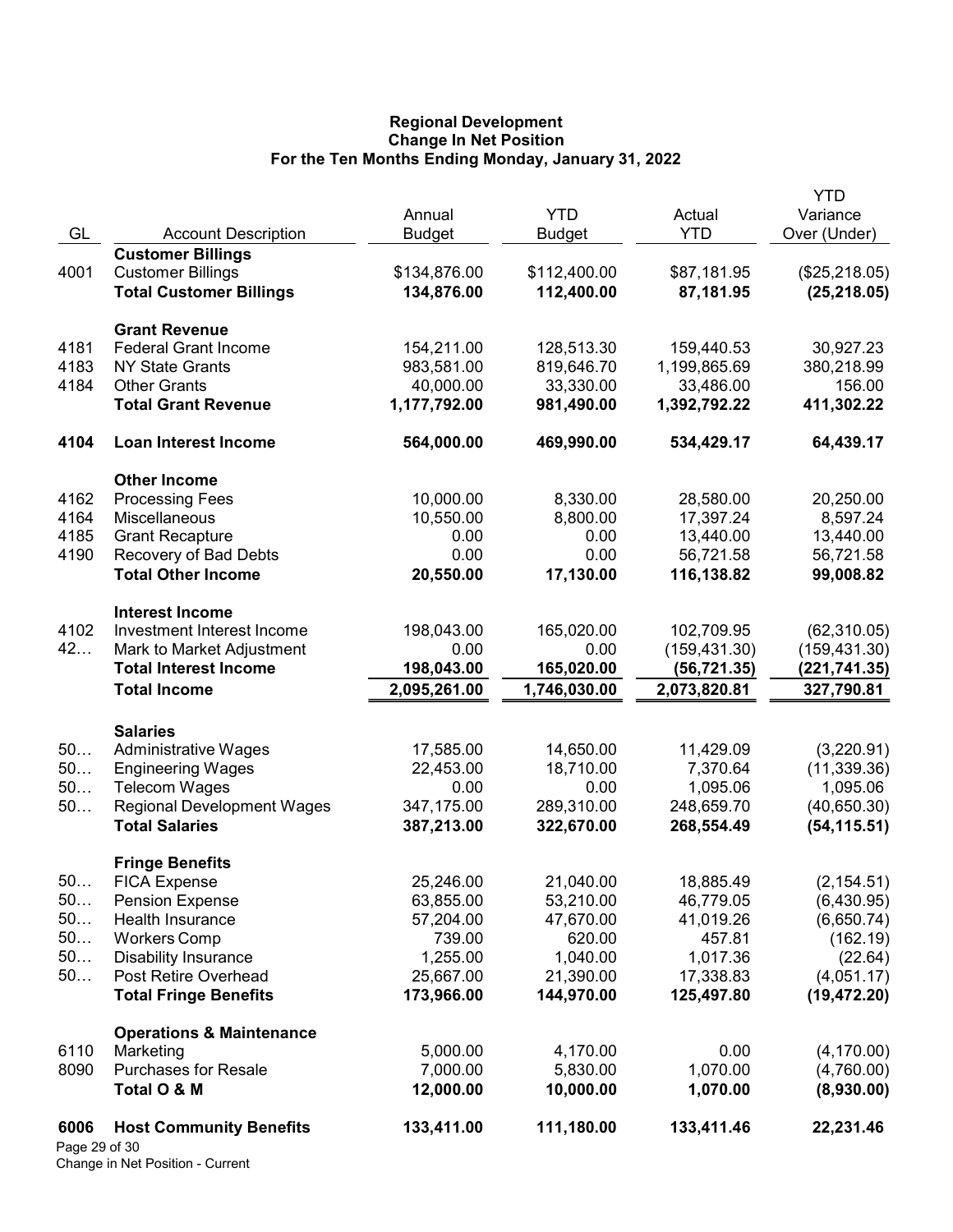# Regional Development
## Change In Net Position
### For the Ten Months Ending Monday, January 31, 2022

| GL | Account Description | Annual Budget | YTD Budget | Actual YTD | YTD Variance Over (Under) |
|---|---|---|---|---|---|
| | **Customer Billings** | | | | |
| 4001 | Customer Billings | $134,876.00 | $112,400.00 | $87,181.95 | ($25,218.05) |
| | **Total Customer Billings** | **134,876.00** | **112,400.00** | **87,181.95** | **(25,218.05)** |
| | **Grant Revenue** | | | | |
| 4181 | Federal Grant Income | 154,211.00 | 128,513.30 | 159,440.53 | 30,927.23 |
| 4183 | NY State Grants | 983,581.00 | 819,646.70 | 1,199,865.69 | 380,218.99 |
| 4184 | Other Grants | 40,000.00 | 33,330.00 | 33,486.00 | 156.00 |
| | **Total Grant Revenue** | **1,177,792.00** | **981,490.00** | **1,392,792.22** | **411,302.22** |
| **4104** | **Loan Interest Income** | **564,000.00** | **469,990.00** | **534,429.17** | **64,439.17** |
| | **Other Income** | | | | |
| 4162 | Processing Fees | 10,000.00 | 8,330.00 | 28,580.00 | 20,250.00 |
| 4164 | Miscellaneous | 10,550.00 | 8,800.00 | 17,397.24 | 8,597.24 |
| 4185 | Grant Recapture | 0.00 | 0.00 | 13,440.00 | 13,440.00 |
| 4190 | Recovery of Bad Debts | 0.00 | 0.00 | 56,721.58 | 56,721.58 |
| | **Total Other Income** | **20,550.00** | **17,130.00** | **116,138.82** | **99,008.82** |
| | **Interest Income** | | | | |
| 4102 | Investment Interest Income | 198,043.00 | 165,020.00 | 102,709.95 | (62,310.05) |
| 42… | Mark to Market Adjustment | 0.00 | 0.00 | (159,431.30) | (159,431.30) |
| | **Total Interest Income** | **198,043.00** | **165,020.00** | **(56,721.35)** | **(221,741.35)** |
| | **Total Income** | **2,095,261.00** | **1,746,030.00** | **2,073,820.81** | **327,790.81** |
| | **Salaries** | | | | |
| 50… | Administrative Wages | 17,585.00 | 14,650.00 | 11,429.09 | (3,220.91) |
| 50… | Engineering Wages | 22,453.00 | 18,710.00 | 7,370.64 | (11,339.36) |
| 50… | Telecom Wages | 0.00 | 0.00 | 1,095.06 | 1,095.06 |
| 50… | Regional Development Wages | 347,175.00 | 289,310.00 | 248,659.70 | (40,650.30) |
| | **Total Salaries** | **387,213.00** | **322,670.00** | **268,554.49** | **(54,115.51)** |
| | **Fringe Benefits** | | | | |
| 50… | FICA Expense | 25,246.00 | 21,040.00 | 18,885.49 | (2,154.51) |
| 50… | Pension Expense | 63,855.00 | 53,210.00 | 46,779.05 | (6,430.95) |
| 50… | Health Insurance | 57,204.00 | 47,670.00 | 41,019.26 | (6,650.74) |
| 50… | Workers Comp | 739.00 | 620.00 | 457.81 | (162.19) |
| 50… | Disability Insurance | 1,255.00 | 1,040.00 | 1,017.36 | (22.64) |
| 50… | Post Retire Overhead | 25,667.00 | 21,390.00 | 17,338.83 | (4,051.17) |
| | **Total Fringe Benefits** | **173,966.00** | **144,970.00** | **125,497.80** | **(19,472.20)** |
| | **Operations & Maintenance** | | | | |
| 6110 | Marketing | 5,000.00 | 4,170.00 | 0.00 | (4,170.00) |
| 8090 | Purchases for Resale | 7,000.00 | 5,830.00 | 1,070.00 | (4,760.00) |
| | **Total O & M** | **12,000.00** | **10,000.00** | **1,070.00** | **(8,930.00)** |
| **6006** | **Host Community Benefits** | **133,411.00** | **111,180.00** | **133,411.46** | **22,231.46** |

Change in Net Position - Current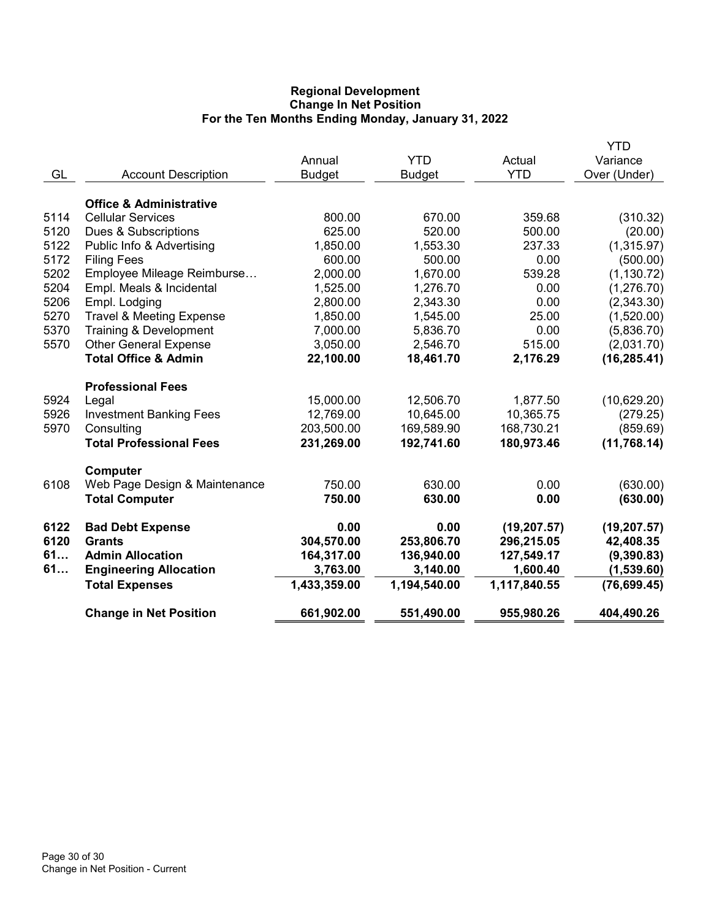# Regional Development
## Change In Net Position
### For the Ten Months Ending Monday, January 31, 2022

| GL | Account Description | Annual Budget | YTD Budget | Actual YTD | YTD Variance Over (Under) |
|---|---|---|---|---|---|
| | **Office & Administrative** | | | | |
| 5114 | Cellular Services | 800.00 | 670.00 | 359.68 | (310.32) |
| 5120 | Dues & Subscriptions | 625.00 | 520.00 | 500.00 | (20.00) |
| 5122 | Public Info & Advertising | 1,850.00 | 1,553.30 | 237.33 | (1,315.97) |
| 5172 | Filing Fees | 600.00 | 500.00 | 0.00 | (500.00) |
| 5202 | Employee Mileage Reimburse… | 2,000.00 | 1,670.00 | 539.28 | (1,130.72) |
| 5204 | Empl. Meals & Incidental | 1,525.00 | 1,276.70 | 0.00 | (1,276.70) |
| 5206 | Empl. Lodging | 2,800.00 | 2,343.30 | 0.00 | (2,343.30) |
| 5270 | Travel & Meeting Expense | 1,850.00 | 1,545.00 | 25.00 | (1,520.00) |
| 5370 | Training & Development | 7,000.00 | 5,836.70 | 0.00 | (5,836.70) |
| 5570 | Other General Expense | 3,050.00 | 2,546.70 | 515.00 | (2,031.70) |
| | **Total Office & Admin** | **22,100.00** | **18,461.70** | **2,176.29** | **(16,285.41)** |
| | **Professional Fees** | | | | |
| 5924 | Legal | 15,000.00 | 12,506.70 | 1,877.50 | (10,629.20) |
| 5926 | Investment Banking Fees | 12,769.00 | 10,645.00 | 10,365.75 | (279.25) |
| 5970 | Consulting | 203,500.00 | 169,589.90 | 168,730.21 | (859.69) |
| | **Total Professional Fees** | **231,269.00** | **192,741.60** | **180,973.46** | **(11,768.14)** |
| | **Computer** | | | | |
| 6108 | Web Page Design & Maintenance | 750.00 | 630.00 | 0.00 | (630.00) |
| | **Total Computer** | **750.00** | **630.00** | **0.00** | **(630.00)** |
| **6122** | **Bad Debt Expense** | **0.00** | **0.00** | **(19,207.57)** | **(19,207.57)** |
| **6120** | **Grants** | **304,570.00** | **253,806.70** | **296,215.05** | **42,408.35** |
| **61…** | **Admin Allocation** | **164,317.00** | **136,940.00** | **127,549.17** | **(9,390.83)** |
| **61…** | **Engineering Allocation** | **3,763.00** | **3,140.00** | **1,600.40** | **(1,539.60)** |
| | **Total Expenses** | **1,433,359.00** | **1,194,540.00** | **1,117,840.55** | **(76,699.45)** |
| | **Change in Net Position** | **661,902.00** | **551,490.00** | **955,980.26** | **404,490.26** |

Change in Net Position - Current